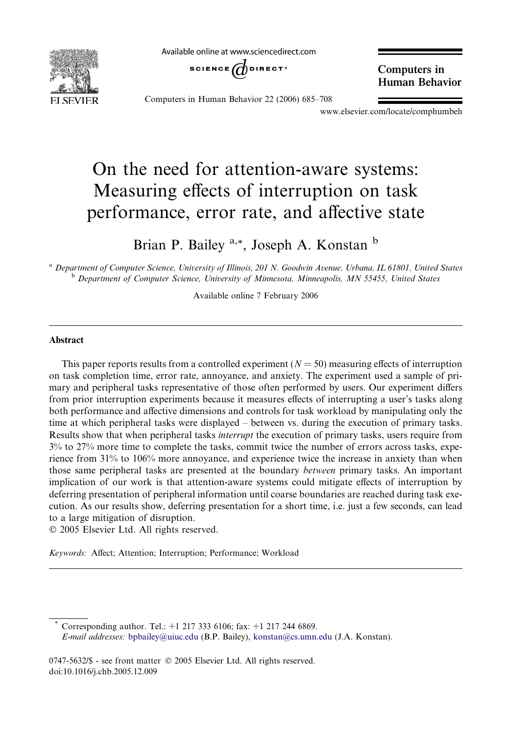# On the need for attention-aware systems: Measuring effects of interruption on task performance, error rate, and affective state

Brian P. Bailey [a,*], Joseph A. Konstan [b]

[a] Department of Computer Science, University of Illinois, 201 N. Goodwin Avenue, Urbana, IL 61801, United States
[b] Department of Computer Science, University of Minnesota, Minneapolis, MN 55455, United States

Available online 7 February 2006

## Abstract

This paper reports results from a controlled experiment ($N = 50$) measuring effects of interruption on task completion time, error rate, annoyance, and anxiety. The experiment used a sample of primary and peripheral tasks representative of those often performed by users. Our experiment differs from prior interruption experiments because it measures effects of interrupting a user's tasks along both performance and affective dimensions and controls for task workload by manipulating only the time at which peripheral tasks were displayed – between vs. during the execution of primary tasks. Results show that when peripheral tasks *interrupt* the execution of primary tasks, users require from 3% to 27% more time to complete the tasks, commit twice the number of errors across tasks, experience from 31% to 106% more annoyance, and experience twice the increase in anxiety than when those same peripheral tasks are presented at the boundary *between* primary tasks. An important implication of our work is that attention-aware systems could mitigate effects of interruption by deferring presentation of peripheral information until coarse boundaries are reached during task execution. As our results show, deferring presentation for a short time, i.e. just a few seconds, can lead to a large mitigation of disruption.

© 2005 Elsevier Ltd. All rights reserved.

*Keywords:* Affect; Attention; Interruption; Performance; Workload

---

\* Corresponding author. Tel.: +1 217 333 6106; fax: +1 217 244 6869.
*E-mail addresses:* bpbailey@uiuc.edu (B.P. Bailey), konstan@cs.umn.edu (J.A. Konstan).

0747-5632/$ - see front matter © 2005 Elsevier Ltd. All rights reserved.
doi:10.1016/j.chb.2005.12.009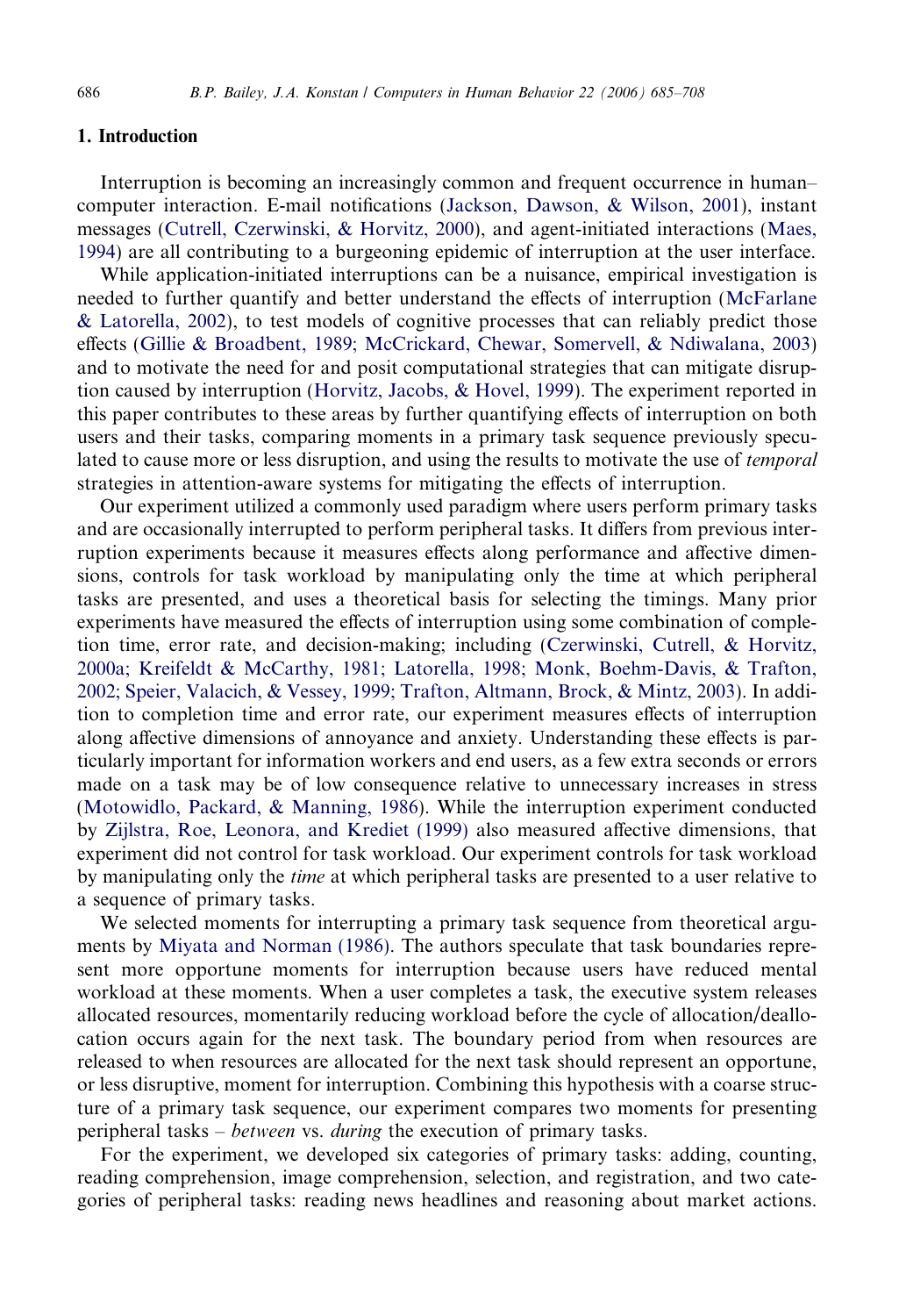## 1. Introduction

Interruption is becoming an increasingly common and frequent occurrence in human–computer interaction. E-mail notifications (Jackson, Dawson, & Wilson, 2001), instant messages (Cutrell, Czerwinski, & Horvitz, 2000), and agent-initiated interactions (Maes, 1994) are all contributing to a burgeoning epidemic of interruption at the user interface.

While application-initiated interruptions can be a nuisance, empirical investigation is needed to further quantify and better understand the effects of interruption (McFarlane & Latorella, 2002), to test models of cognitive processes that can reliably predict those effects (Gillie & Broadbent, 1989; McCrickard, Chewar, Somervell, & Ndiwalana, 2003) and to motivate the need for and posit computational strategies that can mitigate disruption caused by interruption (Horvitz, Jacobs, & Hovel, 1999). The experiment reported in this paper contributes to these areas by further quantifying effects of interruption on both users and their tasks, comparing moments in a primary task sequence previously speculated to cause more or less disruption, and using the results to motivate the use of *temporal* strategies in attention-aware systems for mitigating the effects of interruption.

Our experiment utilized a commonly used paradigm where users perform primary tasks and are occasionally interrupted to perform peripheral tasks. It differs from previous interruption experiments because it measures effects along performance and affective dimensions, controls for task workload by manipulating only the time at which peripheral tasks are presented, and uses a theoretical basis for selecting the timings. Many prior experiments have measured the effects of interruption using some combination of completion time, error rate, and decision-making; including (Czerwinski, Cutrell, & Horvitz, 2000a; Kreifeldt & McCarthy, 1981; Latorella, 1998; Monk, Boehm-Davis, & Trafton, 2002; Speier, Valacich, & Vessey, 1999; Trafton, Altmann, Brock, & Mintz, 2003). In addition to completion time and error rate, our experiment measures effects of interruption along affective dimensions of annoyance and anxiety. Understanding these effects is particularly important for information workers and end users, as a few extra seconds or errors made on a task may be of low consequence relative to unnecessary increases in stress (Motowidlo, Packard, & Manning, 1986). While the interruption experiment conducted by Zijlstra, Roe, Leonora, and Krediet (1999) also measured affective dimensions, that experiment did not control for task workload. Our experiment controls for task workload by manipulating only the *time* at which peripheral tasks are presented to a user relative to a sequence of primary tasks.

We selected moments for interrupting a primary task sequence from theoretical arguments by Miyata and Norman (1986). The authors speculate that task boundaries represent more opportune moments for interruption because users have reduced mental workload at these moments. When a user completes a task, the executive system releases allocated resources, momentarily reducing workload before the cycle of allocation/deallocation occurs again for the next task. The boundary period from when resources are released to when resources are allocated for the next task should represent an opportune, or less disruptive, moment for interruption. Combining this hypothesis with a coarse structure of a primary task sequence, our experiment compares two moments for presenting peripheral tasks – *between* vs. *during* the execution of primary tasks.

For the experiment, we developed six categories of primary tasks: adding, counting, reading comprehension, image comprehension, selection, and registration, and two categories of peripheral tasks: reading news headlines and reasoning about market actions.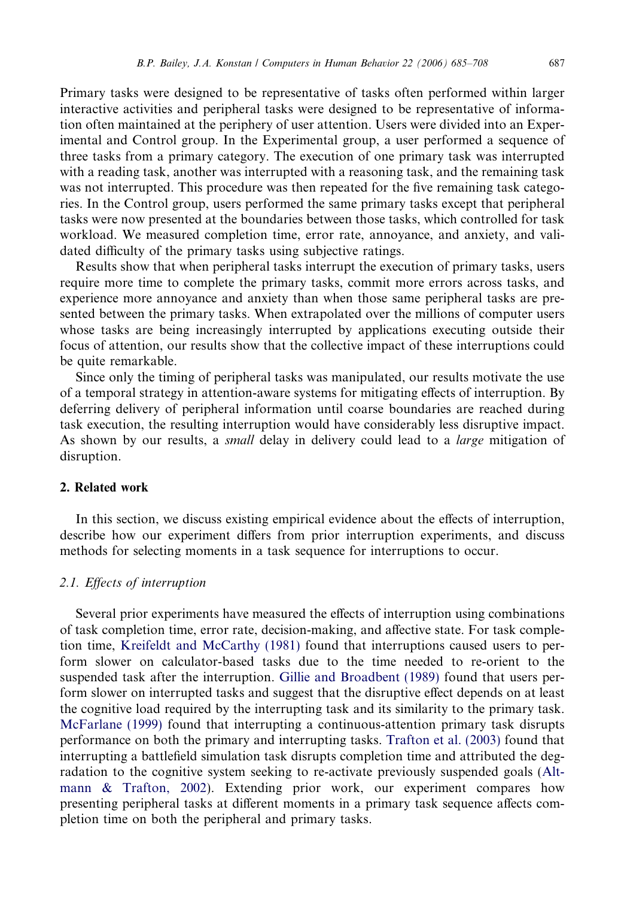Primary tasks were designed to be representative of tasks often performed within larger interactive activities and peripheral tasks were designed to be representative of information often maintained at the periphery of user attention. Users were divided into an Experimental and Control group. In the Experimental group, a user performed a sequence of three tasks from a primary category. The execution of one primary task was interrupted with a reading task, another was interrupted with a reasoning task, and the remaining task was not interrupted. This procedure was then repeated for the five remaining task categories. In the Control group, users performed the same primary tasks except that peripheral tasks were now presented at the boundaries between those tasks, which controlled for task workload. We measured completion time, error rate, annoyance, and anxiety, and validated difficulty of the primary tasks using subjective ratings.

Results show that when peripheral tasks interrupt the execution of primary tasks, users require more time to complete the primary tasks, commit more errors across tasks, and experience more annoyance and anxiety than when those same peripheral tasks are presented between the primary tasks. When extrapolated over the millions of computer users whose tasks are being increasingly interrupted by applications executing outside their focus of attention, our results show that the collective impact of these interruptions could be quite remarkable.

Since only the timing of peripheral tasks was manipulated, our results motivate the use of a temporal strategy in attention-aware systems for mitigating effects of interruption. By deferring delivery of peripheral information until coarse boundaries are reached during task execution, the resulting interruption would have considerably less disruptive impact. As shown by our results, a *small* delay in delivery could lead to a *large* mitigation of disruption.

## 2. Related work

In this section, we discuss existing empirical evidence about the effects of interruption, describe how our experiment differs from prior interruption experiments, and discuss methods for selecting moments in a task sequence for interruptions to occur.

### 2.1. Effects of interruption

Several prior experiments have measured the effects of interruption using combinations of task completion time, error rate, decision-making, and affective state. For task completion time, Kreifeldt and McCarthy (1981) found that interruptions caused users to perform slower on calculator-based tasks due to the time needed to re-orient to the suspended task after the interruption. Gillie and Broadbent (1989) found that users perform slower on interrupted tasks and suggest that the disruptive effect depends on at least the cognitive load required by the interrupting task and its similarity to the primary task. McFarlane (1999) found that interrupting a continuous-attention primary task disrupts performance on both the primary and interrupting tasks. Trafton et al. (2003) found that interrupting a battlefield simulation task disrupts completion time and attributed the degradation to the cognitive system seeking to re-activate previously suspended goals (Altmann & Trafton, 2002). Extending prior work, our experiment compares how presenting peripheral tasks at different moments in a primary task sequence affects completion time on both the peripheral and primary tasks.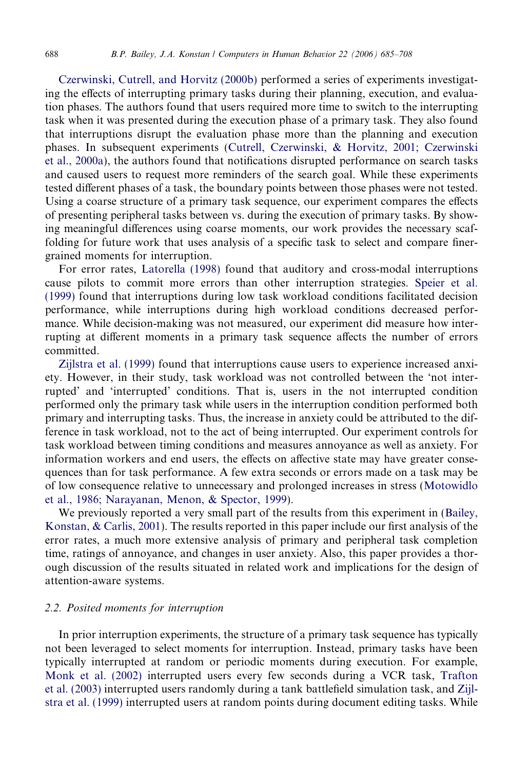Czerwinski, Cutrell, and Horvitz (2000b) performed a series of experiments investigating the effects of interrupting primary tasks during their planning, execution, and evaluation phases. The authors found that users required more time to switch to the interrupting task when it was presented during the execution phase of a primary task. They also found that interruptions disrupt the evaluation phase more than the planning and execution phases. In subsequent experiments (Cutrell, Czerwinski, & Horvitz, 2001; Czerwinski et al., 2000a), the authors found that notifications disrupted performance on search tasks and caused users to request more reminders of the search goal. While these experiments tested different phases of a task, the boundary points between those phases were not tested. Using a coarse structure of a primary task sequence, our experiment compares the effects of presenting peripheral tasks between vs. during the execution of primary tasks. By showing meaningful differences using coarse moments, our work provides the necessary scaffolding for future work that uses analysis of a specific task to select and compare finer-grained moments for interruption.

For error rates, Latorella (1998) found that auditory and cross-modal interruptions cause pilots to commit more errors than other interruption strategies. Speier et al. (1999) found that interruptions during low task workload conditions facilitated decision performance, while interruptions during high workload conditions decreased performance. While decision-making was not measured, our experiment did measure how interrupting at different moments in a primary task sequence affects the number of errors committed.

Zijlstra et al. (1999) found that interruptions cause users to experience increased anxiety. However, in their study, task workload was not controlled between the 'not interrupted' and 'interrupted' conditions. That is, users in the not interrupted condition performed only the primary task while users in the interruption condition performed both primary and interrupting tasks. Thus, the increase in anxiety could be attributed to the difference in task workload, not to the act of being interrupted. Our experiment controls for task workload between timing conditions and measures annoyance as well as anxiety. For information workers and end users, the effects on affective state may have greater consequences than for task performance. A few extra seconds or errors made on a task may be of low consequence relative to unnecessary and prolonged increases in stress (Motowidlo et al., 1986; Narayanan, Menon, & Spector, 1999).

We previously reported a very small part of the results from this experiment in (Bailey, Konstan, & Carlis, 2001). The results reported in this paper include our first analysis of the error rates, a much more extensive analysis of primary and peripheral task completion time, ratings of annoyance, and changes in user anxiety. Also, this paper provides a thorough discussion of the results situated in related work and implications for the design of attention-aware systems.

### 2.2. Posited moments for interruption

In prior interruption experiments, the structure of a primary task sequence has typically not been leveraged to select moments for interruption. Instead, primary tasks have been typically interrupted at random or periodic moments during execution. For example, Monk et al. (2002) interrupted users every few seconds during a VCR task, Trafton et al. (2003) interrupted users randomly during a tank battlefield simulation task, and Zijlstra et al. (1999) interrupted users at random points during document editing tasks. While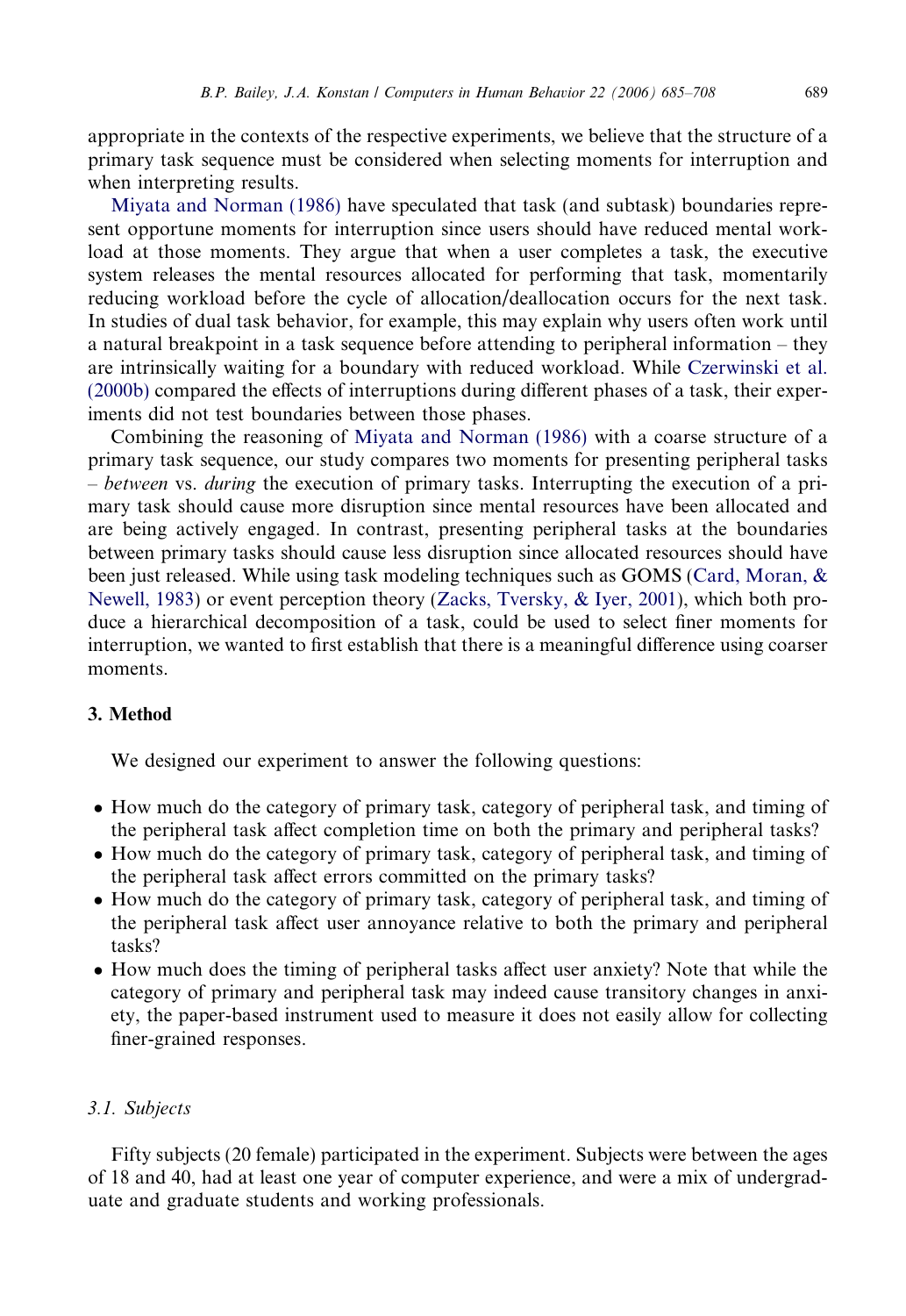appropriate in the contexts of the respective experiments, we believe that the structure of a primary task sequence must be considered when selecting moments for interruption and when interpreting results.

Miyata and Norman (1986) have speculated that task (and subtask) boundaries represent opportune moments for interruption since users should have reduced mental workload at those moments. They argue that when a user completes a task, the executive system releases the mental resources allocated for performing that task, momentarily reducing workload before the cycle of allocation/deallocation occurs for the next task. In studies of dual task behavior, for example, this may explain why users often work until a natural breakpoint in a task sequence before attending to peripheral information – they are intrinsically waiting for a boundary with reduced workload. While Czerwinski et al. (2000b) compared the effects of interruptions during different phases of a task, their experiments did not test boundaries between those phases.

Combining the reasoning of Miyata and Norman (1986) with a coarse structure of a primary task sequence, our study compares two moments for presenting peripheral tasks – *between* vs. *during* the execution of primary tasks. Interrupting the execution of a primary task should cause more disruption since mental resources have been allocated and are being actively engaged. In contrast, presenting peripheral tasks at the boundaries between primary tasks should cause less disruption since allocated resources should have been just released. While using task modeling techniques such as GOMS (Card, Moran, & Newell, 1983) or event perception theory (Zacks, Tversky, & Iyer, 2001), which both produce a hierarchical decomposition of a task, could be used to select finer moments for interruption, we wanted to first establish that there is a meaningful difference using coarser moments.

## 3. Method

We designed our experiment to answer the following questions:

- How much do the category of primary task, category of peripheral task, and timing of the peripheral task affect completion time on both the primary and peripheral tasks?
- How much do the category of primary task, category of peripheral task, and timing of the peripheral task affect errors committed on the primary tasks?
- How much do the category of primary task, category of peripheral task, and timing of the peripheral task affect user annoyance relative to both the primary and peripheral tasks?
- How much does the timing of peripheral tasks affect user anxiety? Note that while the category of primary and peripheral task may indeed cause transitory changes in anxiety, the paper-based instrument used to measure it does not easily allow for collecting finer-grained responses.

### 3.1. Subjects

Fifty subjects (20 female) participated in the experiment. Subjects were between the ages of 18 and 40, had at least one year of computer experience, and were a mix of undergraduate and graduate students and working professionals.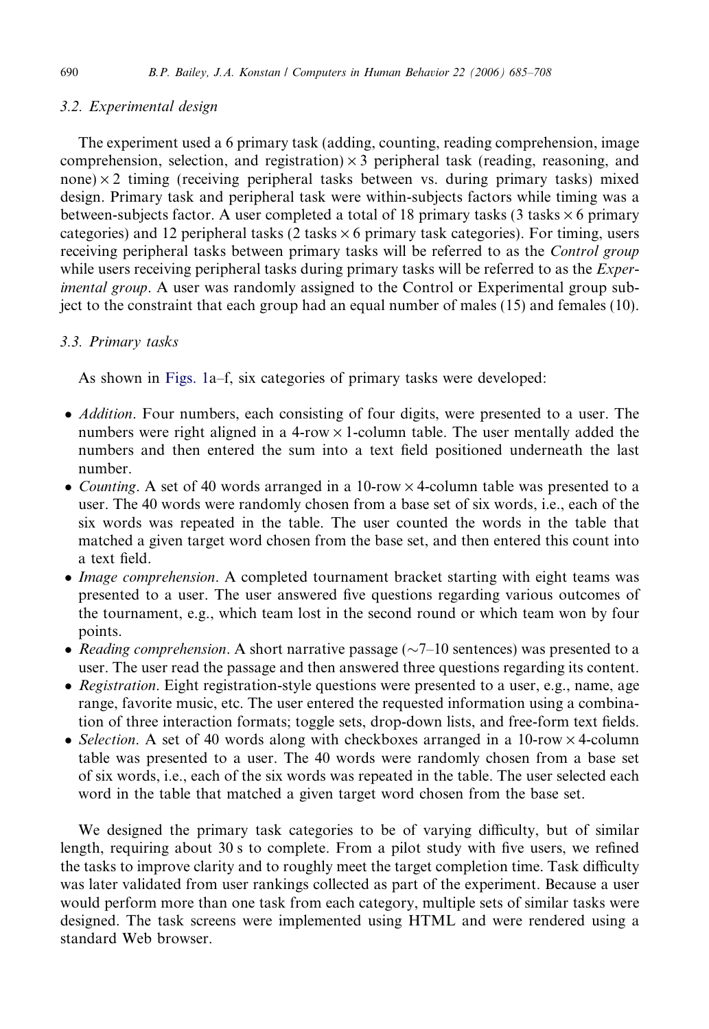### 3.2. Experimental design

The experiment used a 6 primary task (adding, counting, reading comprehension, image comprehension, selection, and registration) × 3 peripheral task (reading, reasoning, and none) × 2 timing (receiving peripheral tasks between vs. during primary tasks) mixed design. Primary task and peripheral task were within-subjects factors while timing was a between-subjects factor. A user completed a total of 18 primary tasks (3 tasks × 6 primary categories) and 12 peripheral tasks (2 tasks × 6 primary task categories). For timing, users receiving peripheral tasks between primary tasks will be referred to as the *Control group* while users receiving peripheral tasks during primary tasks will be referred to as the *Experimental group*. A user was randomly assigned to the Control or Experimental group subject to the constraint that each group had an equal number of males (15) and females (10).

### 3.3. Primary tasks

As shown in Figs. 1a–f, six categories of primary tasks were developed:

- *Addition*. Four numbers, each consisting of four digits, were presented to a user. The numbers were right aligned in a 4-row × 1-column table. The user mentally added the numbers and then entered the sum into a text field positioned underneath the last number.
- *Counting*. A set of 40 words arranged in a 10-row × 4-column table was presented to a user. The 40 words were randomly chosen from a base set of six words, i.e., each of the six words was repeated in the table. The user counted the words in the table that matched a given target word chosen from the base set, and then entered this count into a text field.
- *Image comprehension*. A completed tournament bracket starting with eight teams was presented to a user. The user answered five questions regarding various outcomes of the tournament, e.g., which team lost in the second round or which team won by four points.
- *Reading comprehension*. A short narrative passage (~7–10 sentences) was presented to a user. The user read the passage and then answered three questions regarding its content.
- *Registration*. Eight registration-style questions were presented to a user, e.g., name, age range, favorite music, etc. The user entered the requested information using a combination of three interaction formats; toggle sets, drop-down lists, and free-form text fields.
- *Selection*. A set of 40 words along with checkboxes arranged in a 10-row × 4-column table was presented to a user. The 40 words were randomly chosen from a base set of six words, i.e., each of the six words was repeated in the table. The user selected each word in the table that matched a given target word chosen from the base set.

We designed the primary task categories to be of varying difficulty, but of similar length, requiring about 30 s to complete. From a pilot study with five users, we refined the tasks to improve clarity and to roughly meet the target completion time. Task difficulty was later validated from user rankings collected as part of the experiment. Because a user would perform more than one task from each category, multiple sets of similar tasks were designed. The task screens were implemented using HTML and were rendered using a standard Web browser.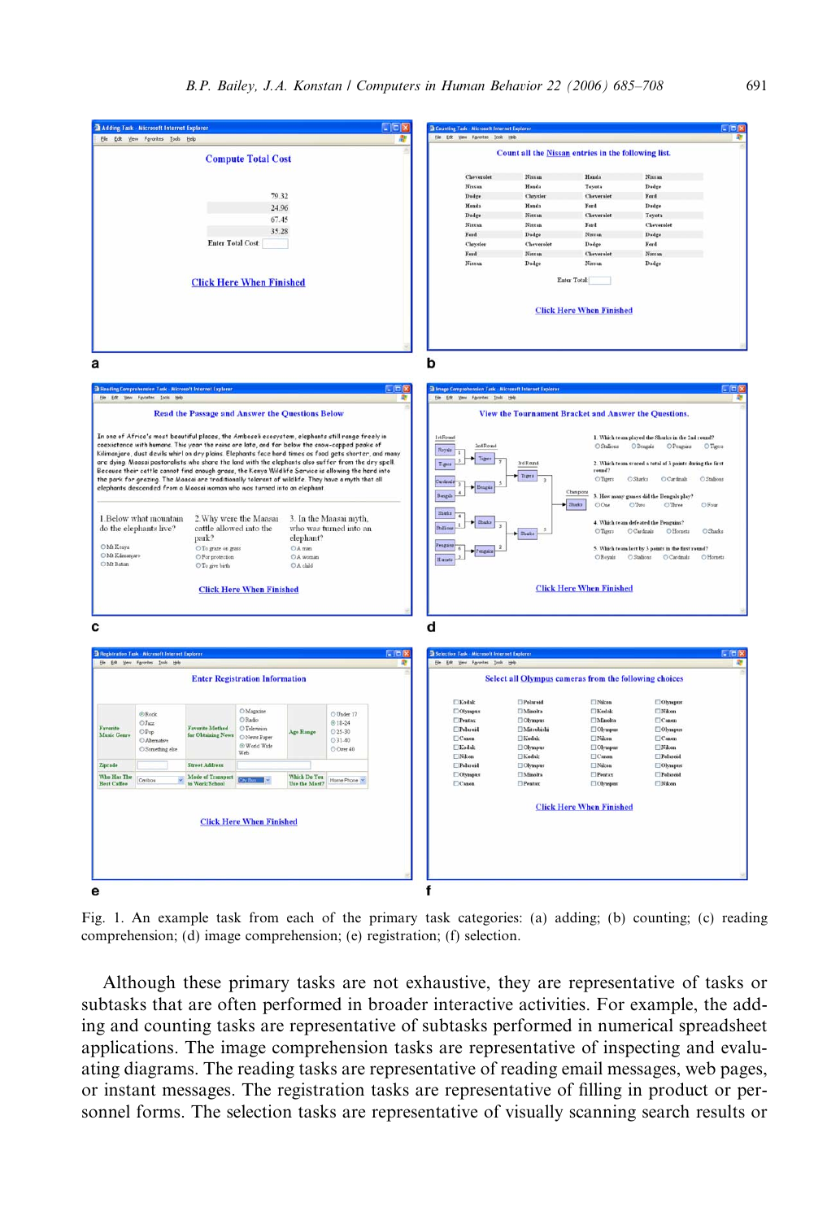Fig. 1. An example task from each of the primary task categories: (a) adding; (b) counting; (c) reading comprehension; (d) image comprehension; (e) registration; (f) selection.

Although these primary tasks are not exhaustive, they are representative of tasks or subtasks that are often performed in broader interactive activities. For example, the adding and counting tasks are representative of subtasks performed in numerical spreadsheet applications. The image comprehension tasks are representative of inspecting and evaluating diagrams. The reading tasks are representative of reading email messages, web pages, or instant messages. The registration tasks are representative of filling in product or personnel forms. The selection tasks are representative of visually scanning search results or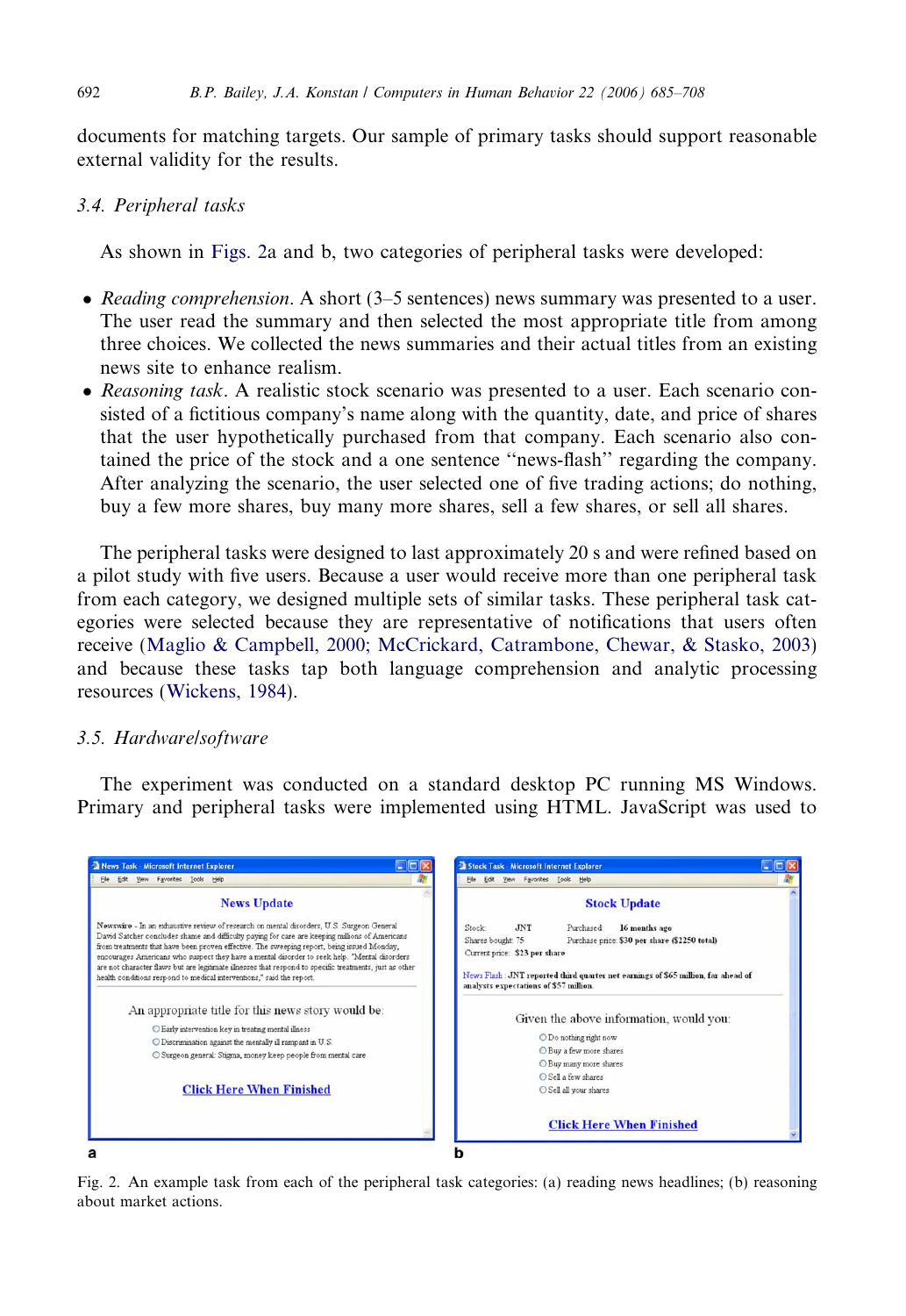documents for matching targets. Our sample of primary tasks should support reasonable external validity for the results.

### 3.4. Peripheral tasks

As shown in Figs. 2a and b, two categories of peripheral tasks were developed:

- *Reading comprehension*. A short (3–5 sentences) news summary was presented to a user. The user read the summary and then selected the most appropriate title from among three choices. We collected the news summaries and their actual titles from an existing news site to enhance realism.
- *Reasoning task*. A realistic stock scenario was presented to a user. Each scenario consisted of a fictitious company's name along with the quantity, date, and price of shares that the user hypothetically purchased from that company. Each scenario also contained the price of the stock and a one sentence ''news-flash'' regarding the company. After analyzing the scenario, the user selected one of five trading actions; do nothing, buy a few more shares, buy many more shares, sell a few shares, or sell all shares.

The peripheral tasks were designed to last approximately 20 s and were refined based on a pilot study with five users. Because a user would receive more than one peripheral task from each category, we designed multiple sets of similar tasks. These peripheral task categories were selected because they are representative of notifications that users often receive (Maglio & Campbell, 2000; McCrickard, Catrambone, Chewar, & Stasko, 2003) and because these tasks tap both language comprehension and analytic processing resources (Wickens, 1984).

### 3.5. Hardware/software

The experiment was conducted on a standard desktop PC running MS Windows. Primary and peripheral tasks were implemented using HTML. JavaScript was used to

Fig. 2. An example task from each of the peripheral task categories: (a) reading news headlines; (b) reasoning about market actions.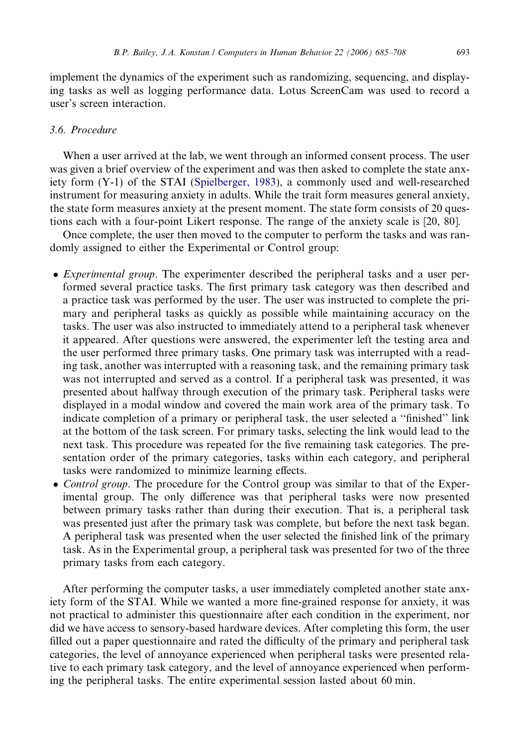implement the dynamics of the experiment such as randomizing, sequencing, and displaying tasks as well as logging performance data. Lotus ScreenCam was used to record a user's screen interaction.

### 3.6. Procedure

When a user arrived at the lab, we went through an informed consent process. The user was given a brief overview of the experiment and was then asked to complete the state anxiety form (Y-1) of the STAI (Spielberger, 1983), a commonly used and well-researched instrument for measuring anxiety in adults. While the trait form measures general anxiety, the state form measures anxiety at the present moment. The state form consists of 20 questions each with a four-point Likert response. The range of the anxiety scale is [20, 80].

Once complete, the user then moved to the computer to perform the tasks and was randomly assigned to either the Experimental or Control group:

- *Experimental group*. The experimenter described the peripheral tasks and a user performed several practice tasks. The first primary task category was then described and a practice task was performed by the user. The user was instructed to complete the primary and peripheral tasks as quickly as possible while maintaining accuracy on the tasks. The user was also instructed to immediately attend to a peripheral task whenever it appeared. After questions were answered, the experimenter left the testing area and the user performed three primary tasks. One primary task was interrupted with a reading task, another was interrupted with a reasoning task, and the remaining primary task was not interrupted and served as a control. If a peripheral task was presented, it was presented about halfway through execution of the primary task. Peripheral tasks were displayed in a modal window and covered the main work area of the primary task. To indicate completion of a primary or peripheral task, the user selected a "finished" link at the bottom of the task screen. For primary tasks, selecting the link would lead to the next task. This procedure was repeated for the five remaining task categories. The presentation order of the primary categories, tasks within each category, and peripheral tasks were randomized to minimize learning effects.
- *Control group*. The procedure for the Control group was similar to that of the Experimental group. The only difference was that peripheral tasks were now presented between primary tasks rather than during their execution. That is, a peripheral task was presented just after the primary task was complete, but before the next task began. A peripheral task was presented when the user selected the finished link of the primary task. As in the Experimental group, a peripheral task was presented for two of the three primary tasks from each category.

After performing the computer tasks, a user immediately completed another state anxiety form of the STAI. While we wanted a more fine-grained response for anxiety, it was not practical to administer this questionnaire after each condition in the experiment, nor did we have access to sensory-based hardware devices. After completing this form, the user filled out a paper questionnaire and rated the difficulty of the primary and peripheral task categories, the level of annoyance experienced when peripheral tasks were presented relative to each primary task category, and the level of annoyance experienced when performing the peripheral tasks. The entire experimental session lasted about 60 min.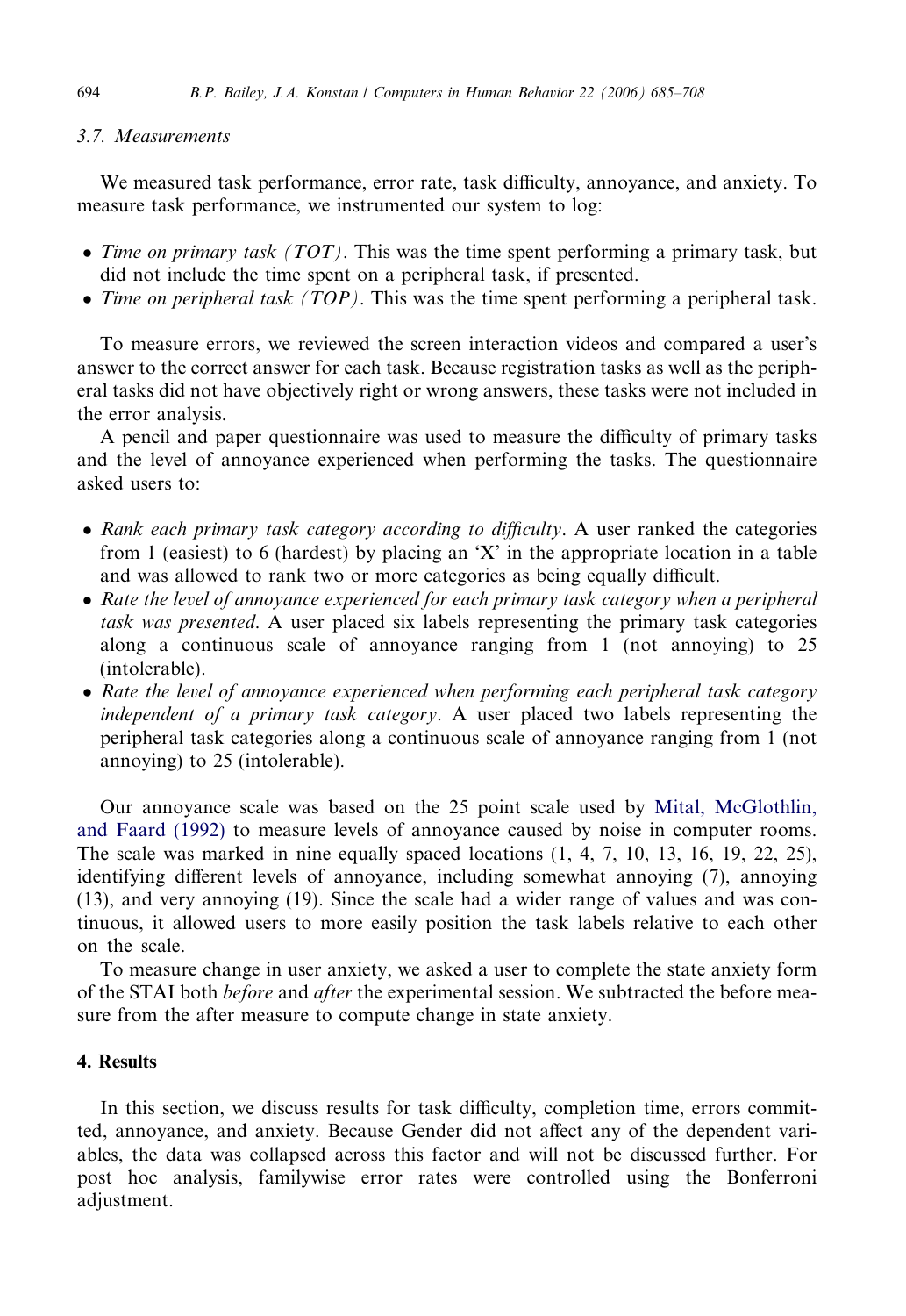### 3.7. Measurements

We measured task performance, error rate, task difficulty, annoyance, and anxiety. To measure task performance, we instrumented our system to log:

- *Time on primary task (TOT)*. This was the time spent performing a primary task, but did not include the time spent on a peripheral task, if presented.
- *Time on peripheral task (TOP)*. This was the time spent performing a peripheral task.

To measure errors, we reviewed the screen interaction videos and compared a user's answer to the correct answer for each task. Because registration tasks as well as the peripheral tasks did not have objectively right or wrong answers, these tasks were not included in the error analysis.

A pencil and paper questionnaire was used to measure the difficulty of primary tasks and the level of annoyance experienced when performing the tasks. The questionnaire asked users to:

- *Rank each primary task category according to difficulty*. A user ranked the categories from 1 (easiest) to 6 (hardest) by placing an 'X' in the appropriate location in a table and was allowed to rank two or more categories as being equally difficult.
- *Rate the level of annoyance experienced for each primary task category when a peripheral task was presented*. A user placed six labels representing the primary task categories along a continuous scale of annoyance ranging from 1 (not annoying) to 25 (intolerable).
- *Rate the level of annoyance experienced when performing each peripheral task category independent of a primary task category*. A user placed two labels representing the peripheral task categories along a continuous scale of annoyance ranging from 1 (not annoying) to 25 (intolerable).

Our annoyance scale was based on the 25 point scale used by Mital, McGlothlin, and Faard (1992) to measure levels of annoyance caused by noise in computer rooms. The scale was marked in nine equally spaced locations (1, 4, 7, 10, 13, 16, 19, 22, 25), identifying different levels of annoyance, including somewhat annoying (7), annoying (13), and very annoying (19). Since the scale had a wider range of values and was continuous, it allowed users to more easily position the task labels relative to each other on the scale.

To measure change in user anxiety, we asked a user to complete the state anxiety form of the STAI both *before* and *after* the experimental session. We subtracted the before measure from the after measure to compute change in state anxiety.

## 4. Results

In this section, we discuss results for task difficulty, completion time, errors committed, annoyance, and anxiety. Because Gender did not affect any of the dependent variables, the data was collapsed across this factor and will not be discussed further. For post hoc analysis, familywise error rates were controlled using the Bonferroni adjustment.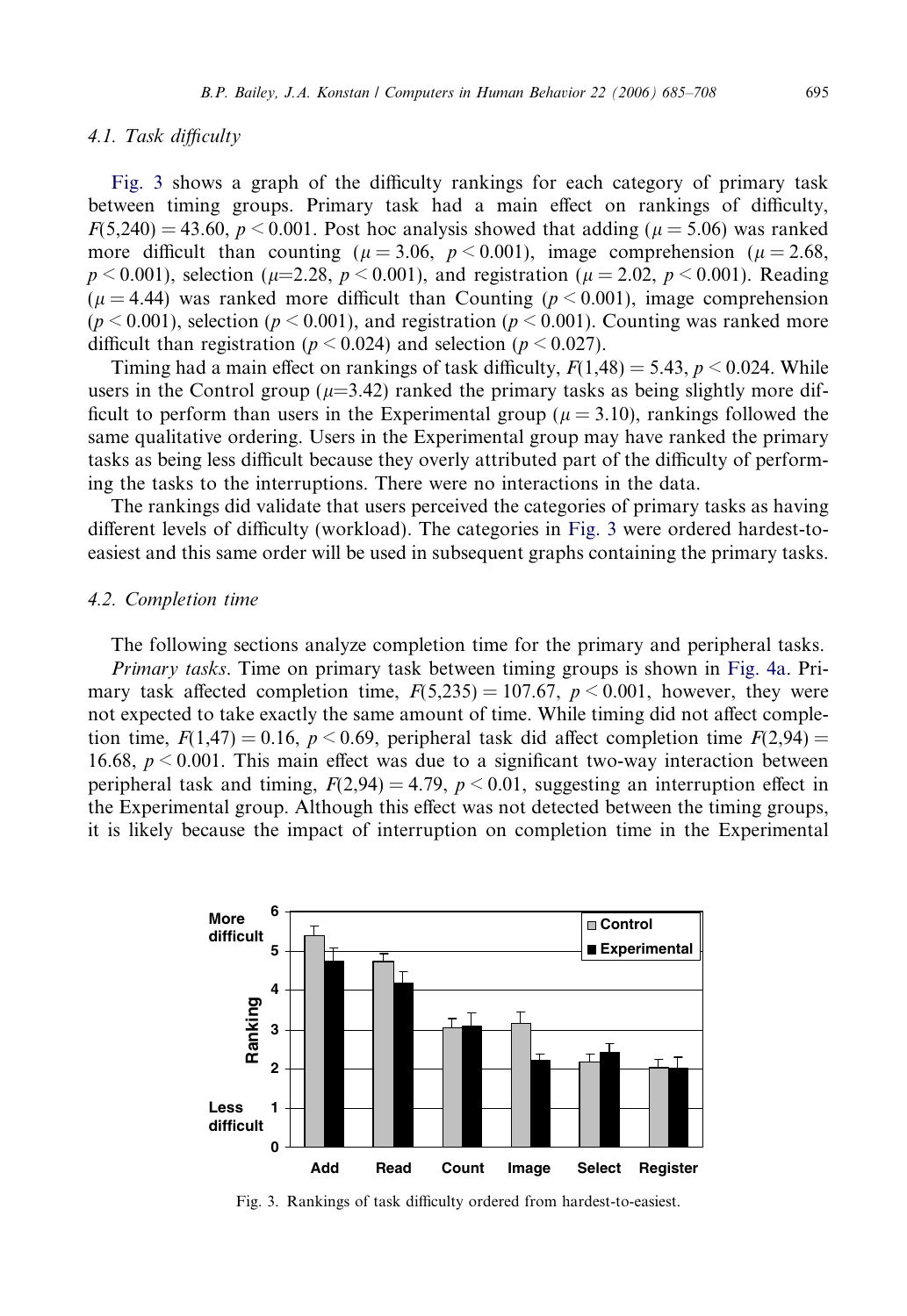### 4.1. Task difficulty

Fig. 3 shows a graph of the difficulty rankings for each category of primary task between timing groups. Primary task had a main effect on rankings of difficulty, $F(5,240) = 43.60$, $p < 0.001$. Post hoc analysis showed that adding ($\mu = 5.06$) was ranked more difficult than counting ($\mu = 3.06$, $p < 0.001$), image comprehension ($\mu = 2.68$, $p < 0.001$), selection ($\mu$=2.28, $p < 0.001$), and registration ($\mu = 2.02$, $p < 0.001$). Reading ($\mu = 4.44$) was ranked more difficult than Counting ($p < 0.001$), image comprehension ($p < 0.001$), selection ($p < 0.001$), and registration ($p < 0.001$). Counting was ranked more difficult than registration ($p < 0.024$) and selection ($p < 0.027$).

Timing had a main effect on rankings of task difficulty, $F(1,48) = 5.43$, $p < 0.024$. While users in the Control group ($\mu$=3.42) ranked the primary tasks as being slightly more difficult to perform than users in the Experimental group ($\mu = 3.10$), rankings followed the same qualitative ordering. Users in the Experimental group may have ranked the primary tasks as being less difficult because they overly attributed part of the difficulty of performing the tasks to the interruptions. There were no interactions in the data.

The rankings did validate that users perceived the categories of primary tasks as having different levels of difficulty (workload). The categories in Fig. 3 were ordered hardest-to-easiest and this same order will be used in subsequent graphs containing the primary tasks.

### 4.2. Completion time

The following sections analyze completion time for the primary and peripheral tasks.

*Primary tasks*. Time on primary task between timing groups is shown in Fig. 4a. Primary task affected completion time, $F(5,235) = 107.67$, $p < 0.001$, however, they were not expected to take exactly the same amount of time. While timing did not affect completion time, $F(1,47) = 0.16$, $p < 0.69$, peripheral task did affect completion time $F(2,94) = 16.68$, $p < 0.001$. This main effect was due to a significant two-way interaction between peripheral task and timing, $F(2,94) = 4.79$, $p < 0.01$, suggesting an interruption effect in the Experimental group. Although this effect was not detected between the timing groups, it is likely because the impact of interruption on completion time in the Experimental

Fig. 3. Rankings of task difficulty ordered from hardest-to-easiest.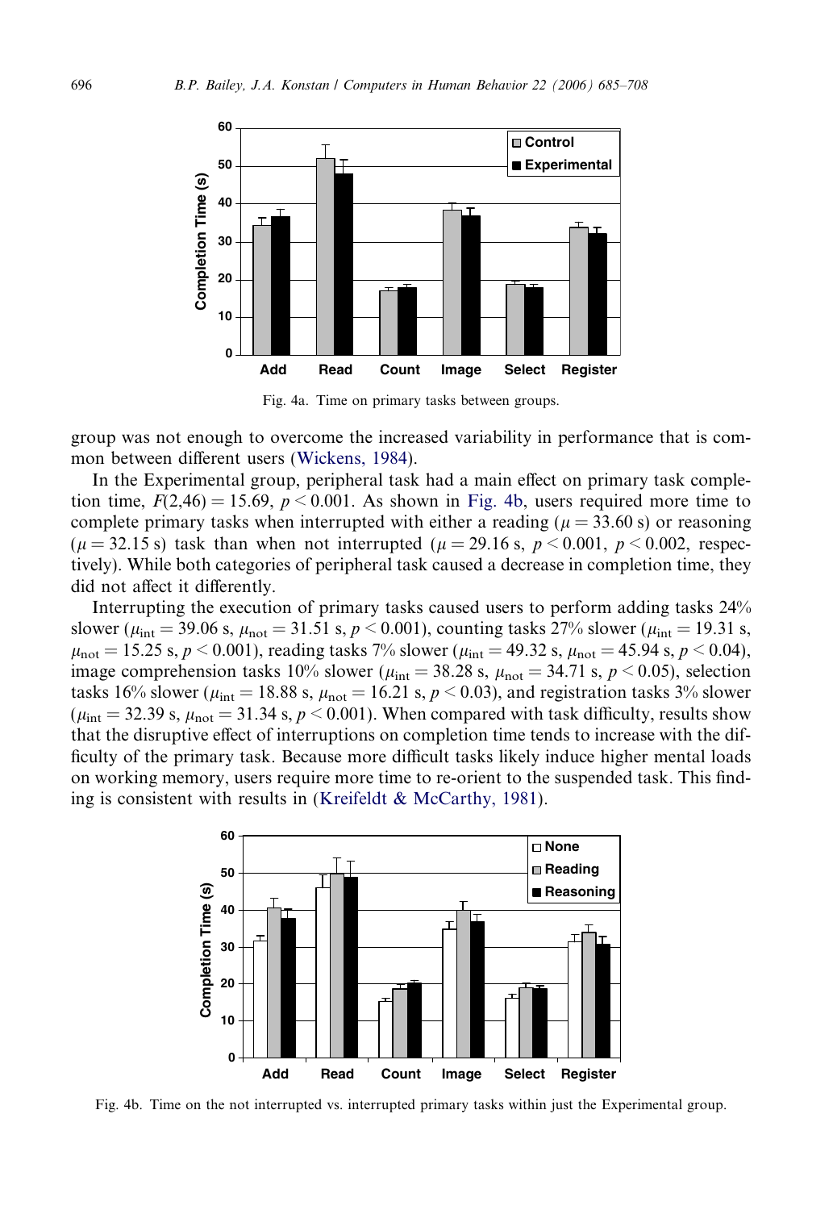Fig. 4a. Time on primary tasks between groups.

group was not enough to overcome the increased variability in performance that is common between different users (Wickens, 1984).

In the Experimental group, peripheral task had a main effect on primary task completion time, $F(2,46) = 15.69$, $p < 0.001$. As shown in Fig. 4b, users required more time to complete primary tasks when interrupted with either a reading ($\mu = 33.60$ s) or reasoning ($\mu = 32.15$ s) task than when not interrupted ($\mu = 29.16$ s, $p < 0.001$, $p < 0.002$, respectively). While both categories of peripheral task caused a decrease in completion time, they did not affect it differently.

Interrupting the execution of primary tasks caused users to perform adding tasks 24% slower ($\mu_{\text{int}} = 39.06$ s, $\mu_{\text{not}} = 31.51$ s, $p < 0.001$), counting tasks 27% slower ($\mu_{\text{int}} = 19.31$ s, $\mu_{\text{not}} = 15.25$ s, $p < 0.001$), reading tasks 7% slower ($\mu_{\text{int}} = 49.32$ s, $\mu_{\text{not}} = 45.94$ s, $p < 0.04$), image comprehension tasks 10% slower ($\mu_{\text{int}} = 38.28$ s, $\mu_{\text{not}} = 34.71$ s, $p < 0.05$), selection tasks 16% slower ($\mu_{\text{int}} = 18.88$ s, $\mu_{\text{not}} = 16.21$ s, $p < 0.03$), and registration tasks 3% slower ($\mu_{\text{int}} = 32.39$ s, $\mu_{\text{not}} = 31.34$ s, $p < 0.001$). When compared with task difficulty, results show that the disruptive effect of interruptions on completion time tends to increase with the difficulty of the primary task. Because more difficult tasks likely induce higher mental loads on working memory, users require more time to re-orient to the suspended task. This finding is consistent with results in (Kreifeldt & McCarthy, 1981).

Fig. 4b. Time on the not interrupted vs. interrupted primary tasks within just the Experimental group.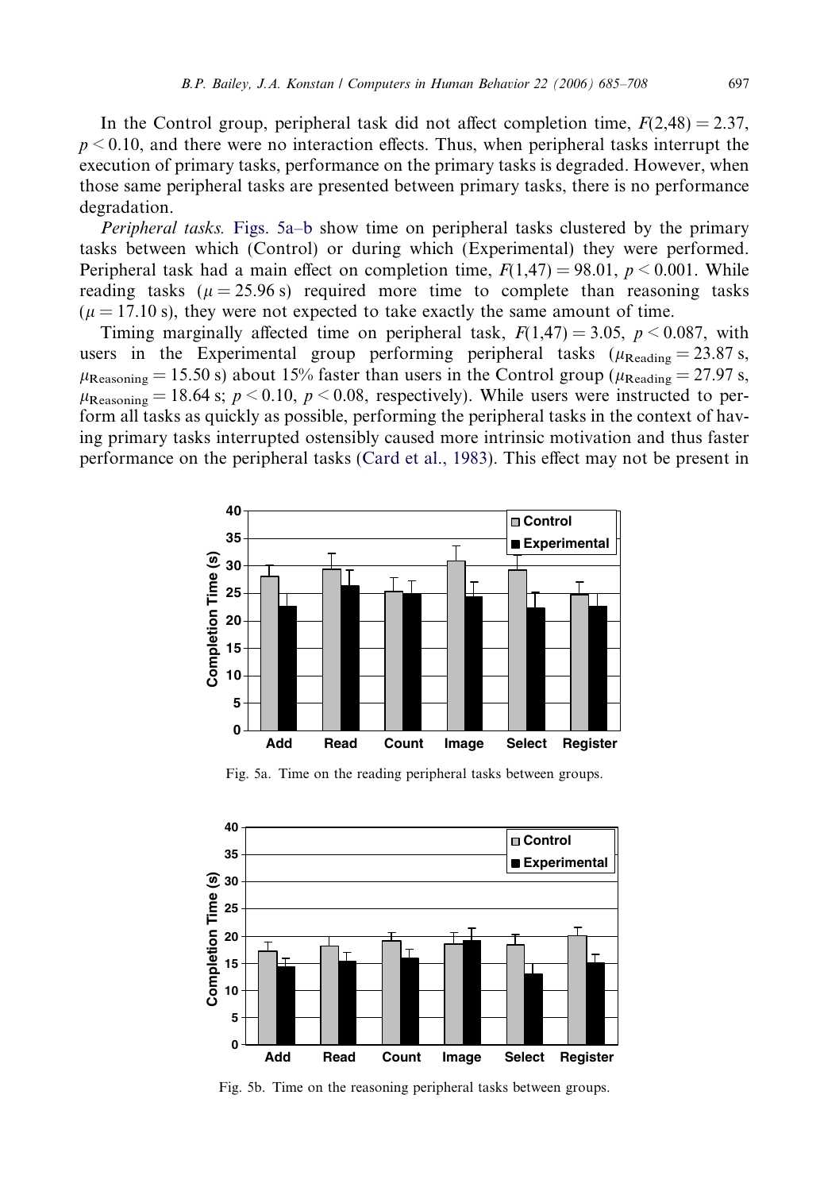In the Control group, peripheral task did not affect completion time, $F(2,48) = 2.37$, $p < 0.10$, and there were no interaction effects. Thus, when peripheral tasks interrupt the execution of primary tasks, performance on the primary tasks is degraded. However, when those same peripheral tasks are presented between primary tasks, there is no performance degradation.

*Peripheral tasks.* Figs. 5a–b show time on peripheral tasks clustered by the primary tasks between which (Control) or during which (Experimental) they were performed. Peripheral task had a main effect on completion time, $F(1,47) = 98.01$, $p < 0.001$. While reading tasks ($\mu = 25.96$ s) required more time to complete than reasoning tasks ($\mu = 17.10$ s), they were not expected to take exactly the same amount of time.

Timing marginally affected time on peripheral task, $F(1,47) = 3.05$, $p < 0.087$, with users in the Experimental group performing peripheral tasks ($\mu_{\text{Reading}} = 23.87$ s, $\mu_{\text{Reasoning}} = 15.50$ s) about 15% faster than users in the Control group ($\mu_{\text{Reading}} = 27.97$ s, $\mu_{\text{Reasoning}} = 18.64$ s; $p < 0.10$, $p < 0.08$, respectively). While users were instructed to perform all tasks as quickly as possible, performing the peripheral tasks in the context of having primary tasks interrupted ostensibly caused more intrinsic motivation and thus faster performance on the peripheral tasks (Card et al., 1983). This effect may not be present in

Fig. 5a. Time on the reading peripheral tasks between groups.

Fig. 5b. Time on the reasoning peripheral tasks between groups.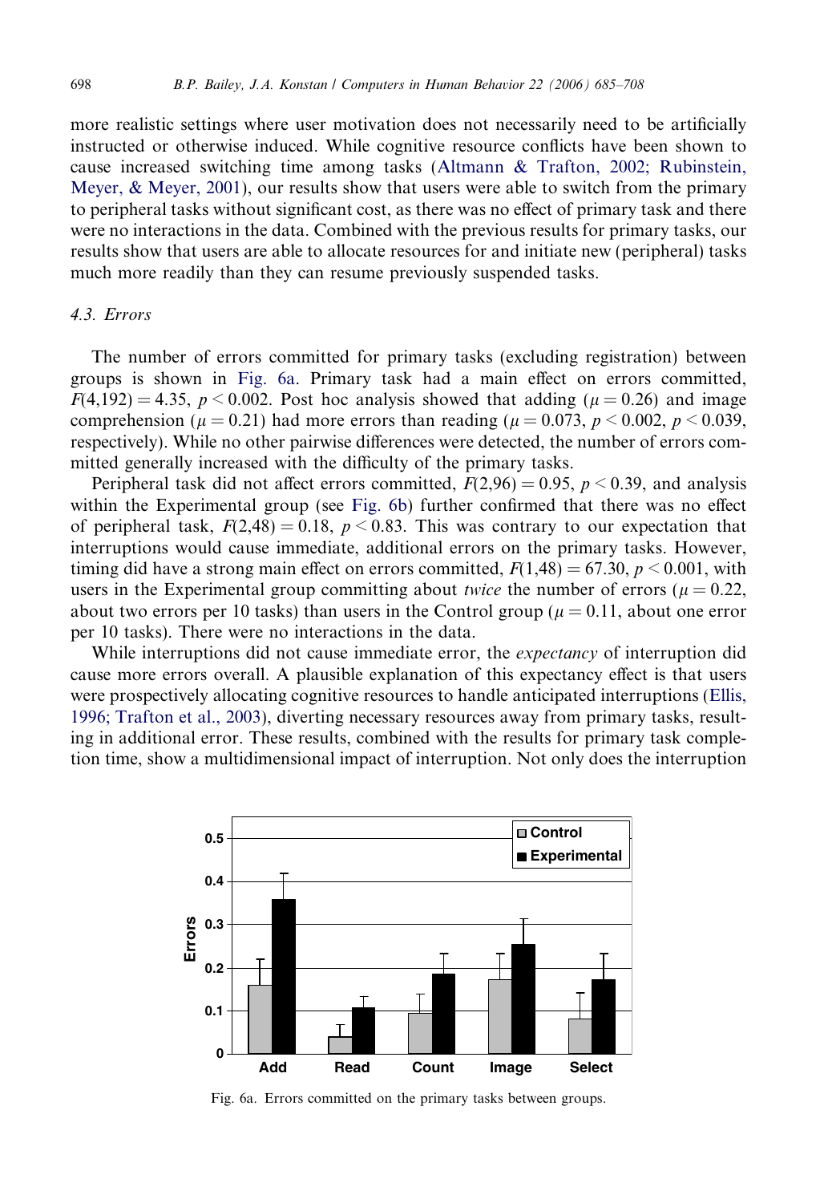more realistic settings where user motivation does not necessarily need to be artificially instructed or otherwise induced. While cognitive resource conflicts have been shown to cause increased switching time among tasks (Altmann & Trafton, 2002; Rubinstein, Meyer, & Meyer, 2001), our results show that users were able to switch from the primary to peripheral tasks without significant cost, as there was no effect of primary task and there were no interactions in the data. Combined with the previous results for primary tasks, our results show that users are able to allocate resources for and initiate new (peripheral) tasks much more readily than they can resume previously suspended tasks.

### 4.3. Errors

The number of errors committed for primary tasks (excluding registration) between groups is shown in Fig. 6a. Primary task had a main effect on errors committed, $F(4,192) = 4.35$, $p < 0.002$. Post hoc analysis showed that adding ($\mu = 0.26$) and image comprehension ($\mu = 0.21$) had more errors than reading ($\mu = 0.073$, $p < 0.002$, $p < 0.039$, respectively). While no other pairwise differences were detected, the number of errors committed generally increased with the difficulty of the primary tasks.

Peripheral task did not affect errors committed, $F(2,96) = 0.95$, $p < 0.39$, and analysis within the Experimental group (see Fig. 6b) further confirmed that there was no effect of peripheral task, $F(2,48) = 0.18$, $p < 0.83$. This was contrary to our expectation that interruptions would cause immediate, additional errors on the primary tasks. However, timing did have a strong main effect on errors committed, $F(1,48) = 67.30$, $p < 0.001$, with users in the Experimental group committing about *twice* the number of errors ($\mu = 0.22$, about two errors per 10 tasks) than users in the Control group ($\mu = 0.11$, about one error per 10 tasks). There were no interactions in the data.

While interruptions did not cause immediate error, the *expectancy* of interruption did cause more errors overall. A plausible explanation of this expectancy effect is that users were prospectively allocating cognitive resources to handle anticipated interruptions (Ellis, 1996; Trafton et al., 2003), diverting necessary resources away from primary tasks, resulting in additional error. These results, combined with the results for primary task completion time, show a multidimensional impact of interruption. Not only does the interruption

Fig. 6a. Errors committed on the primary tasks between groups.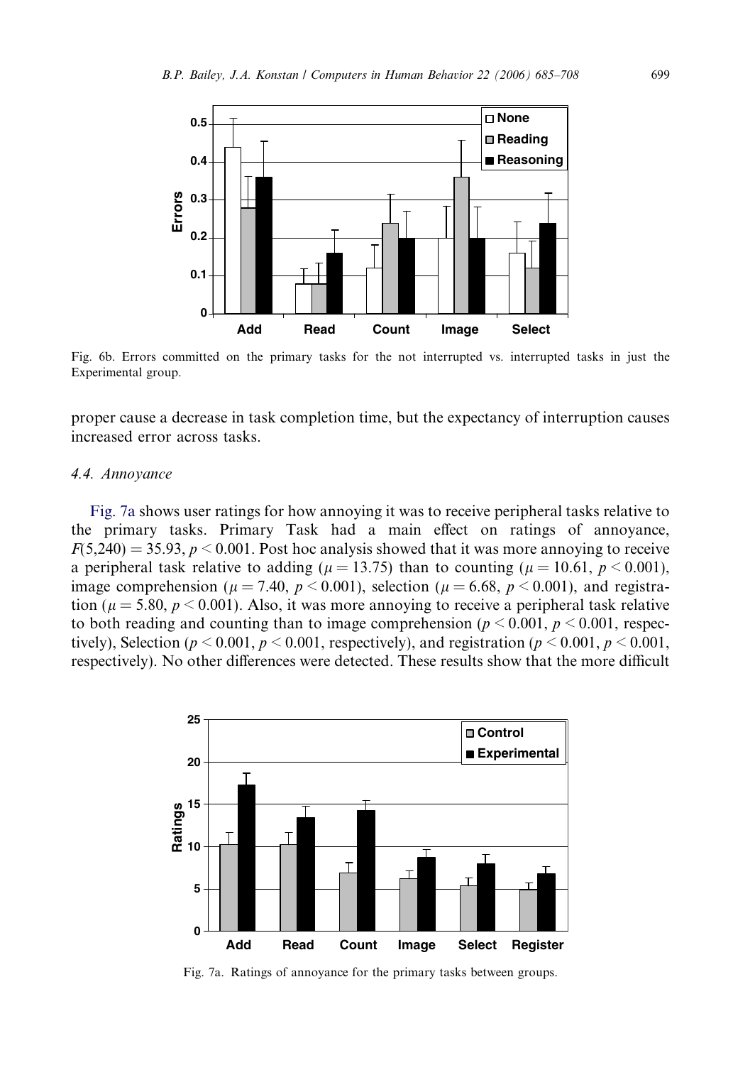Fig. 6b. Errors committed on the primary tasks for the not interrupted vs. interrupted tasks in just the Experimental group.

proper cause a decrease in task completion time, but the expectancy of interruption causes increased error across tasks.

### 4.4. Annoyance

Fig. 7a shows user ratings for how annoying it was to receive peripheral tasks relative to the primary tasks. Primary Task had a main effect on ratings of annoyance, $F(5,240) = 35.93$, $p < 0.001$. Post hoc analysis showed that it was more annoying to receive a peripheral task relative to adding ($\mu = 13.75$) than to counting ($\mu = 10.61$, $p < 0.001$), image comprehension ($\mu = 7.40$, $p < 0.001$), selection ($\mu = 6.68$, $p < 0.001$), and registration ($\mu = 5.80$, $p < 0.001$). Also, it was more annoying to receive a peripheral task relative to both reading and counting than to image comprehension ($p < 0.001$, $p < 0.001$, respectively), Selection ($p < 0.001$, $p < 0.001$, respectively), and registration ($p < 0.001$, $p < 0.001$, respectively). No other differences were detected. These results show that the more difficult

Fig. 7a. Ratings of annoyance for the primary tasks between groups.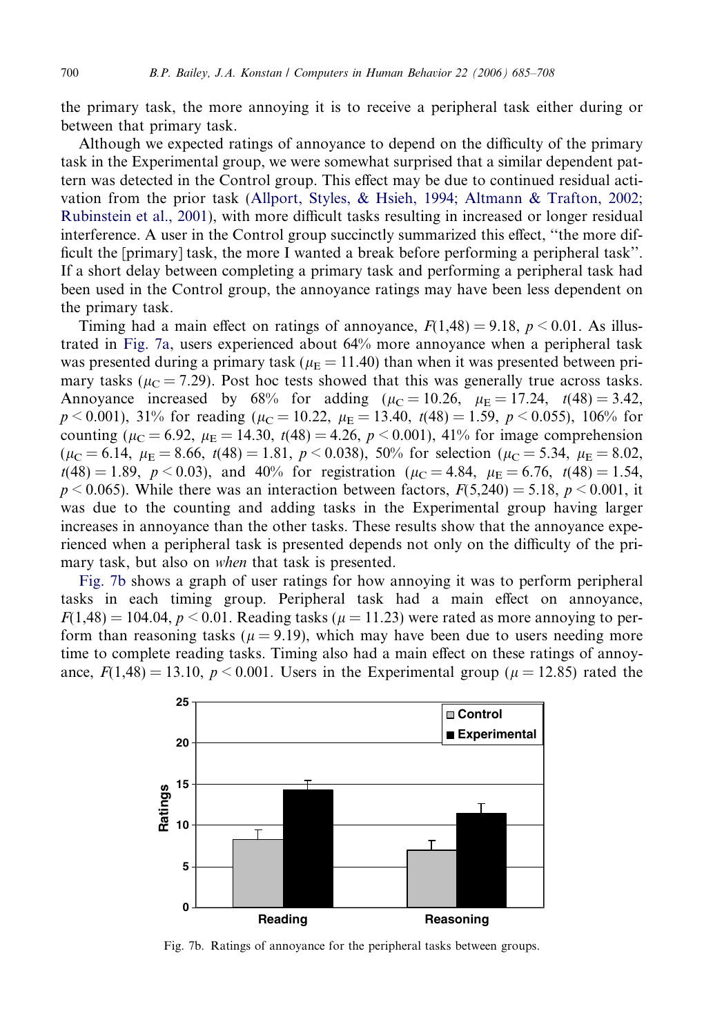the primary task, the more annoying it is to receive a peripheral task either during or between that primary task.

Although we expected ratings of annoyance to depend on the difficulty of the primary task in the Experimental group, we were somewhat surprised that a similar dependent pattern was detected in the Control group. This effect may be due to continued residual activation from the prior task (Allport, Styles, & Hsieh, 1994; Altmann & Trafton, 2002; Rubinstein et al., 2001), with more difficult tasks resulting in increased or longer residual interference. A user in the Control group succinctly summarized this effect, ''the more difficult the [primary] task, the more I wanted a break before performing a peripheral task''. If a short delay between completing a primary task and performing a peripheral task had been used in the Control group, the annoyance ratings may have been less dependent on the primary task.

Timing had a main effect on ratings of annoyance, $F(1,48) = 9.18$, $p < 0.01$. As illustrated in Fig. 7a, users experienced about 64% more annoyance when a peripheral task was presented during a primary task ($\mu_E = 11.40$) than when it was presented between primary tasks ($\mu_C = 7.29$). Post hoc tests showed that this was generally true across tasks. Annoyance increased by 68% for adding ($\mu_C = 10.26$, $\mu_E = 17.24$, $t(48) = 3.42$, $p < 0.001$), 31% for reading ($\mu_C = 10.22$, $\mu_E = 13.40$, $t(48) = 1.59$, $p < 0.055$), 106% for counting ($\mu_C = 6.92$, $\mu_E = 14.30$, $t(48) = 4.26$, $p < 0.001$), 41% for image comprehension ($\mu_C = 6.14$, $\mu_E = 8.66$, $t(48) = 1.81$, $p < 0.038$), 50% for selection ($\mu_C = 5.34$, $\mu_E = 8.02$, $t(48) = 1.89$, $p < 0.03$), and 40% for registration ($\mu_C = 4.84$, $\mu_E = 6.76$, $t(48) = 1.54$, $p < 0.065$). While there was an interaction between factors, $F(5,240) = 5.18$, $p < 0.001$, it was due to the counting and adding tasks in the Experimental group having larger increases in annoyance than the other tasks. These results show that the annoyance experienced when a peripheral task is presented depends not only on the difficulty of the primary task, but also on *when* that task is presented.

Fig. 7b shows a graph of user ratings for how annoying it was to perform peripheral tasks in each timing group. Peripheral task had a main effect on annoyance, $F(1,48) = 104.04$, $p < 0.01$. Reading tasks ($\mu = 11.23$) were rated as more annoying to perform than reasoning tasks ($\mu = 9.19$), which may have been due to users needing more time to complete reading tasks. Timing also had a main effect on these ratings of annoyance, $F(1,48) = 13.10$, $p < 0.001$. Users in the Experimental group ($\mu = 12.85$) rated the

Fig. 7b. Ratings of annoyance for the peripheral tasks between groups.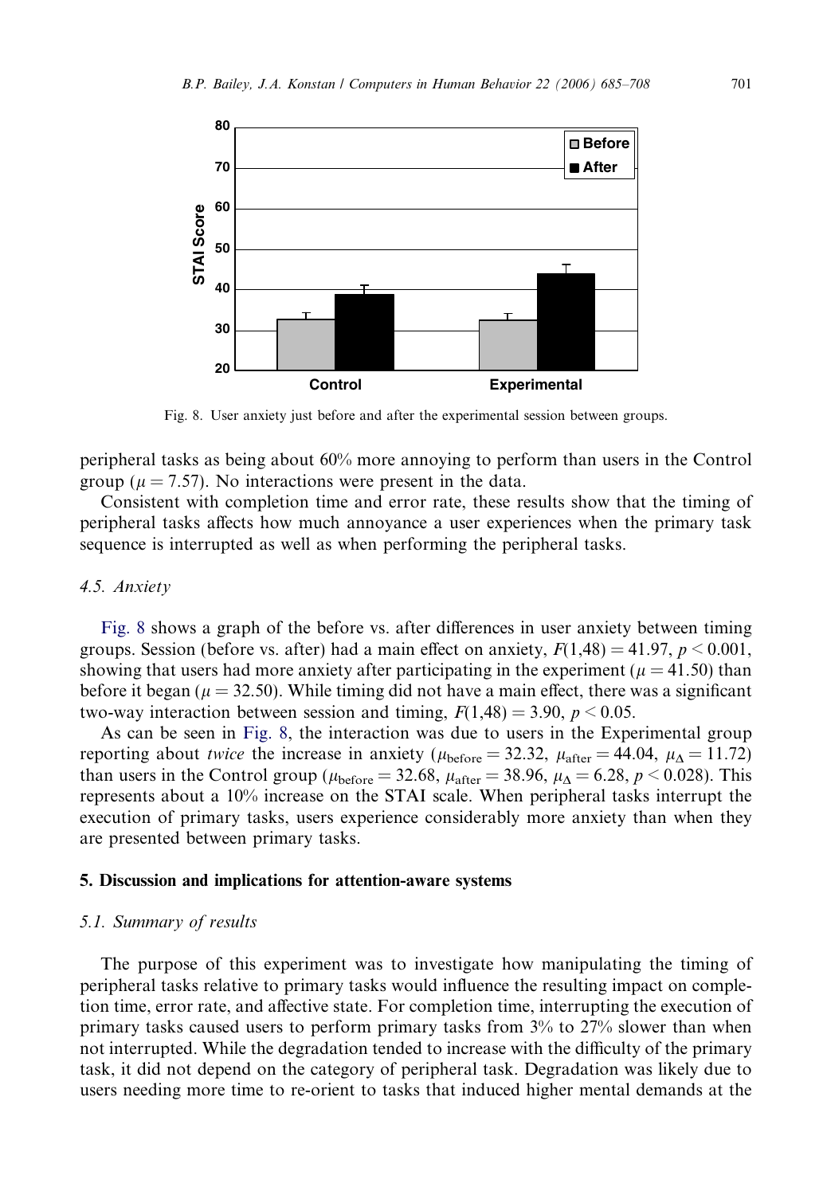Fig. 8. User anxiety just before and after the experimental session between groups.

peripheral tasks as being about 60% more annoying to perform than users in the Control group ($\mu = 7.57$). No interactions were present in the data.

Consistent with completion time and error rate, these results show that the timing of peripheral tasks affects how much annoyance a user experiences when the primary task sequence is interrupted as well as when performing the peripheral tasks.

### *4.5. Anxiety*

Fig. 8 shows a graph of the before vs. after differences in user anxiety between timing groups. Session (before vs. after) had a main effect on anxiety, $F(1,48) = 41.97$, $p < 0.001$, showing that users had more anxiety after participating in the experiment ($\mu = 41.50$) than before it began ($\mu = 32.50$). While timing did not have a main effect, there was a significant two-way interaction between session and timing, $F(1,48) = 3.90$, $p < 0.05$.

As can be seen in Fig. 8, the interaction was due to users in the Experimental group reporting about *twice* the increase in anxiety ($\mu_{\text{before}} = 32.32$, $\mu_{\text{after}} = 44.04$, $\mu_{\Delta} = 11.72$) than users in the Control group ($\mu_{\text{before}} = 32.68$, $\mu_{\text{after}} = 38.96$, $\mu_{\Delta} = 6.28$, $p < 0.028$). This represents about a 10% increase on the STAI scale. When peripheral tasks interrupt the execution of primary tasks, users experience considerably more anxiety than when they are presented between primary tasks.

## 5. Discussion and implications for attention-aware systems

### *5.1. Summary of results*

The purpose of this experiment was to investigate how manipulating the timing of peripheral tasks relative to primary tasks would influence the resulting impact on completion time, error rate, and affective state. For completion time, interrupting the execution of primary tasks caused users to perform primary tasks from 3% to 27% slower than when not interrupted. While the degradation tended to increase with the difficulty of the primary task, it did not depend on the category of peripheral task. Degradation was likely due to users needing more time to re-orient to tasks that induced higher mental demands at the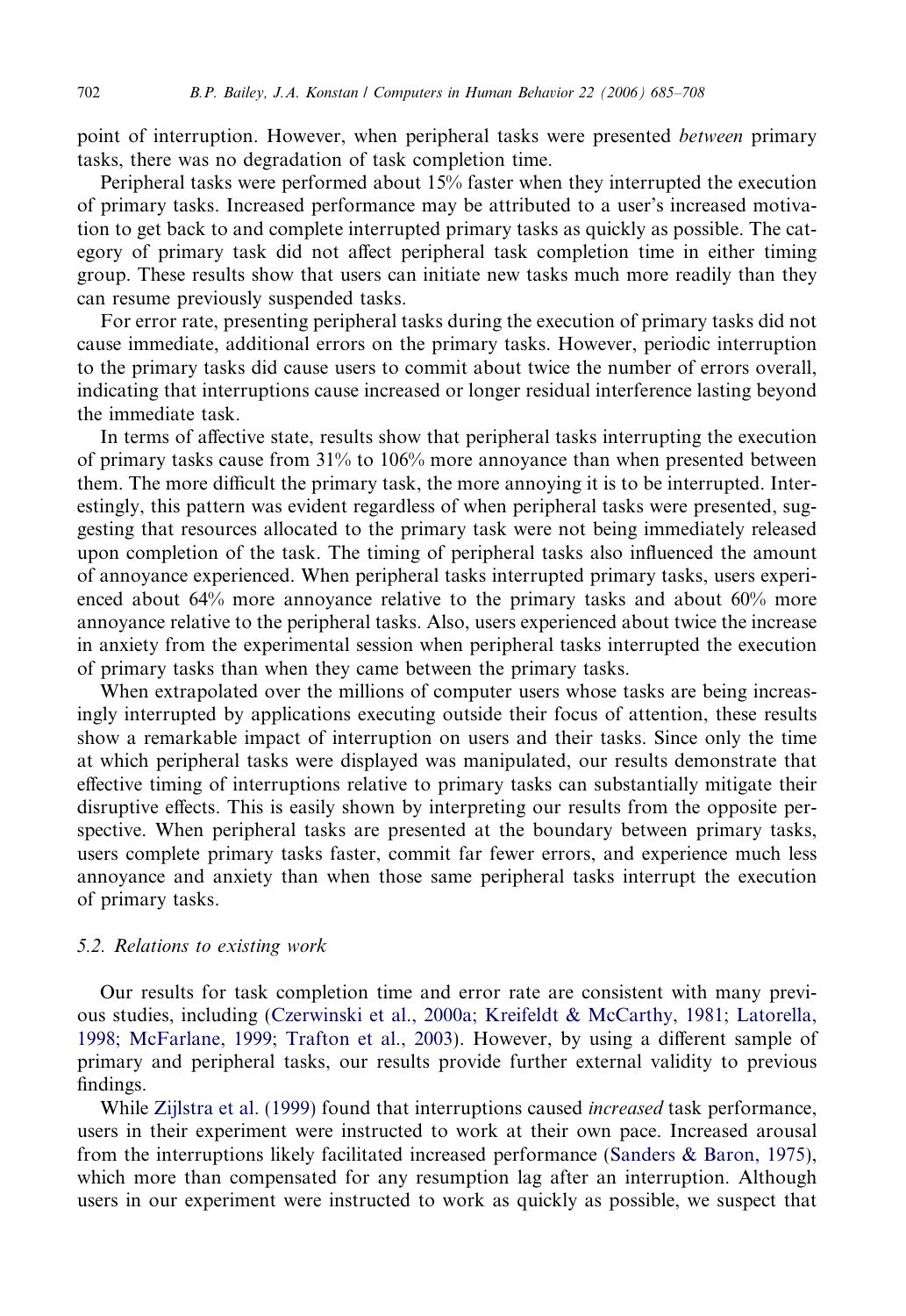point of interruption. However, when peripheral tasks were presented *between* primary tasks, there was no degradation of task completion time.

Peripheral tasks were performed about 15% faster when they interrupted the execution of primary tasks. Increased performance may be attributed to a user's increased motivation to get back to and complete interrupted primary tasks as quickly as possible. The category of primary task did not affect peripheral task completion time in either timing group. These results show that users can initiate new tasks much more readily than they can resume previously suspended tasks.

For error rate, presenting peripheral tasks during the execution of primary tasks did not cause immediate, additional errors on the primary tasks. However, periodic interruption to the primary tasks did cause users to commit about twice the number of errors overall, indicating that interruptions cause increased or longer residual interference lasting beyond the immediate task.

In terms of affective state, results show that peripheral tasks interrupting the execution of primary tasks cause from 31% to 106% more annoyance than when presented between them. The more difficult the primary task, the more annoying it is to be interrupted. Interestingly, this pattern was evident regardless of when peripheral tasks were presented, suggesting that resources allocated to the primary task were not being immediately released upon completion of the task. The timing of peripheral tasks also influenced the amount of annoyance experienced. When peripheral tasks interrupted primary tasks, users experienced about 64% more annoyance relative to the primary tasks and about 60% more annoyance relative to the peripheral tasks. Also, users experienced about twice the increase in anxiety from the experimental session when peripheral tasks interrupted the execution of primary tasks than when they came between the primary tasks.

When extrapolated over the millions of computer users whose tasks are being increasingly interrupted by applications executing outside their focus of attention, these results show a remarkable impact of interruption on users and their tasks. Since only the time at which peripheral tasks were displayed was manipulated, our results demonstrate that effective timing of interruptions relative to primary tasks can substantially mitigate their disruptive effects. This is easily shown by interpreting our results from the opposite perspective. When peripheral tasks are presented at the boundary between primary tasks, users complete primary tasks faster, commit far fewer errors, and experience much less annoyance and anxiety than when those same peripheral tasks interrupt the execution of primary tasks.

### 5.2. Relations to existing work

Our results for task completion time and error rate are consistent with many previous studies, including (Czerwinski et al., 2000a; Kreifeldt & McCarthy, 1981; Latorella, 1998; McFarlane, 1999; Trafton et al., 2003). However, by using a different sample of primary and peripheral tasks, our results provide further external validity to previous findings.

While Zijlstra et al. (1999) found that interruptions caused *increased* task performance, users in their experiment were instructed to work at their own pace. Increased arousal from the interruptions likely facilitated increased performance (Sanders & Baron, 1975), which more than compensated for any resumption lag after an interruption. Although users in our experiment were instructed to work as quickly as possible, we suspect that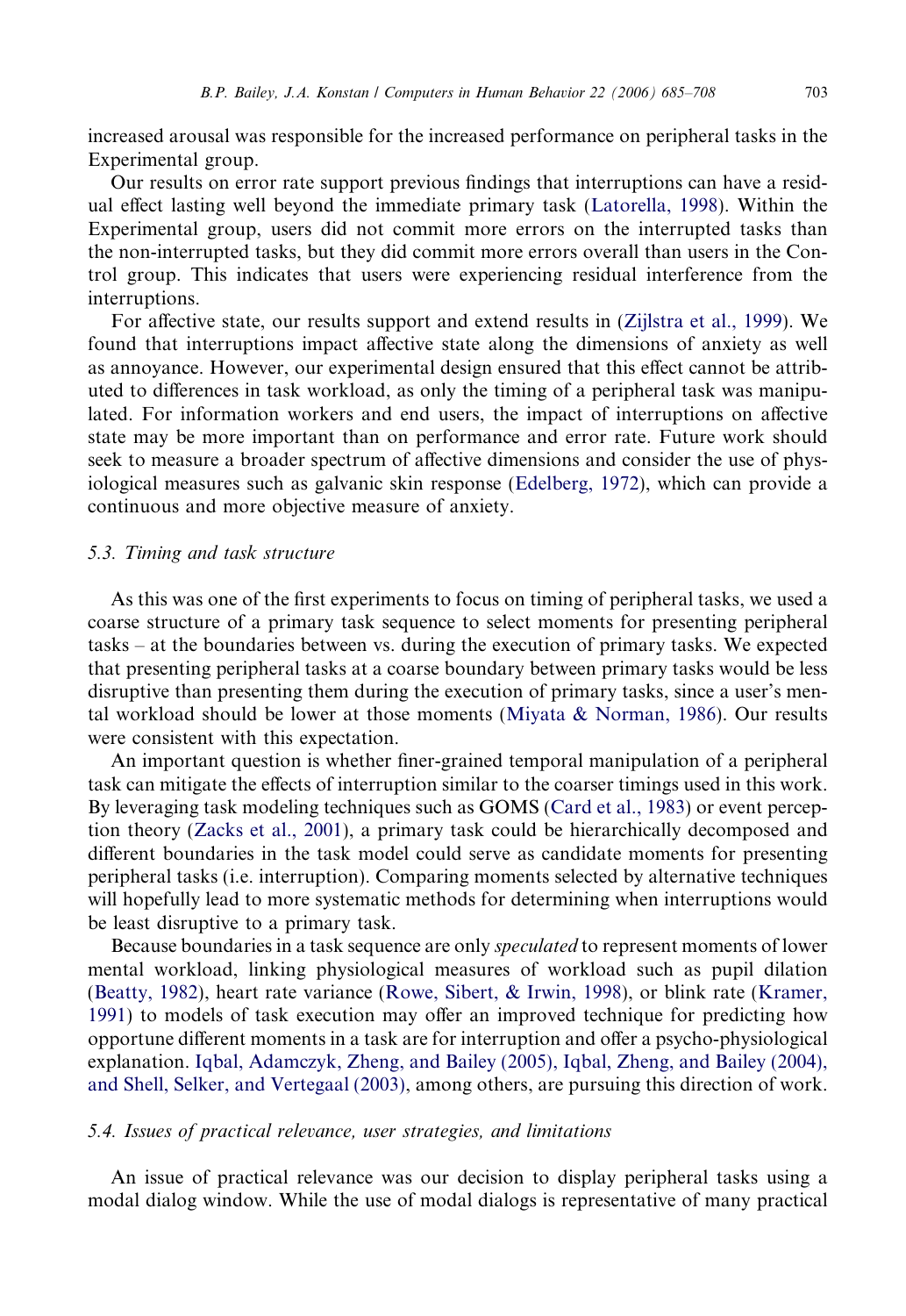increased arousal was responsible for the increased performance on peripheral tasks in the Experimental group.

Our results on error rate support previous findings that interruptions can have a residual effect lasting well beyond the immediate primary task (Latorella, 1998). Within the Experimental group, users did not commit more errors on the interrupted tasks than the non-interrupted tasks, but they did commit more errors overall than users in the Control group. This indicates that users were experiencing residual interference from the interruptions.

For affective state, our results support and extend results in (Zijlstra et al., 1999). We found that interruptions impact affective state along the dimensions of anxiety as well as annoyance. However, our experimental design ensured that this effect cannot be attributed to differences in task workload, as only the timing of a peripheral task was manipulated. For information workers and end users, the impact of interruptions on affective state may be more important than on performance and error rate. Future work should seek to measure a broader spectrum of affective dimensions and consider the use of physiological measures such as galvanic skin response (Edelberg, 1972), which can provide a continuous and more objective measure of anxiety.

### *5.3. Timing and task structure*

As this was one of the first experiments to focus on timing of peripheral tasks, we used a coarse structure of a primary task sequence to select moments for presenting peripheral tasks – at the boundaries between vs. during the execution of primary tasks. We expected that presenting peripheral tasks at a coarse boundary between primary tasks would be less disruptive than presenting them during the execution of primary tasks, since a user's mental workload should be lower at those moments (Miyata & Norman, 1986). Our results were consistent with this expectation.

An important question is whether finer-grained temporal manipulation of a peripheral task can mitigate the effects of interruption similar to the coarser timings used in this work. By leveraging task modeling techniques such as GOMS (Card et al., 1983) or event perception theory (Zacks et al., 2001), a primary task could be hierarchically decomposed and different boundaries in the task model could serve as candidate moments for presenting peripheral tasks (i.e. interruption). Comparing moments selected by alternative techniques will hopefully lead to more systematic methods for determining when interruptions would be least disruptive to a primary task.

Because boundaries in a task sequence are only *speculated* to represent moments of lower mental workload, linking physiological measures of workload such as pupil dilation (Beatty, 1982), heart rate variance (Rowe, Sibert, & Irwin, 1998), or blink rate (Kramer, 1991) to models of task execution may offer an improved technique for predicting how opportune different moments in a task are for interruption and offer a psycho-physiological explanation. Iqbal, Adamczyk, Zheng, and Bailey (2005), Iqbal, Zheng, and Bailey (2004), and Shell, Selker, and Vertegaal (2003), among others, are pursuing this direction of work.

### *5.4. Issues of practical relevance, user strategies, and limitations*

An issue of practical relevance was our decision to display peripheral tasks using a modal dialog window. While the use of modal dialogs is representative of many practical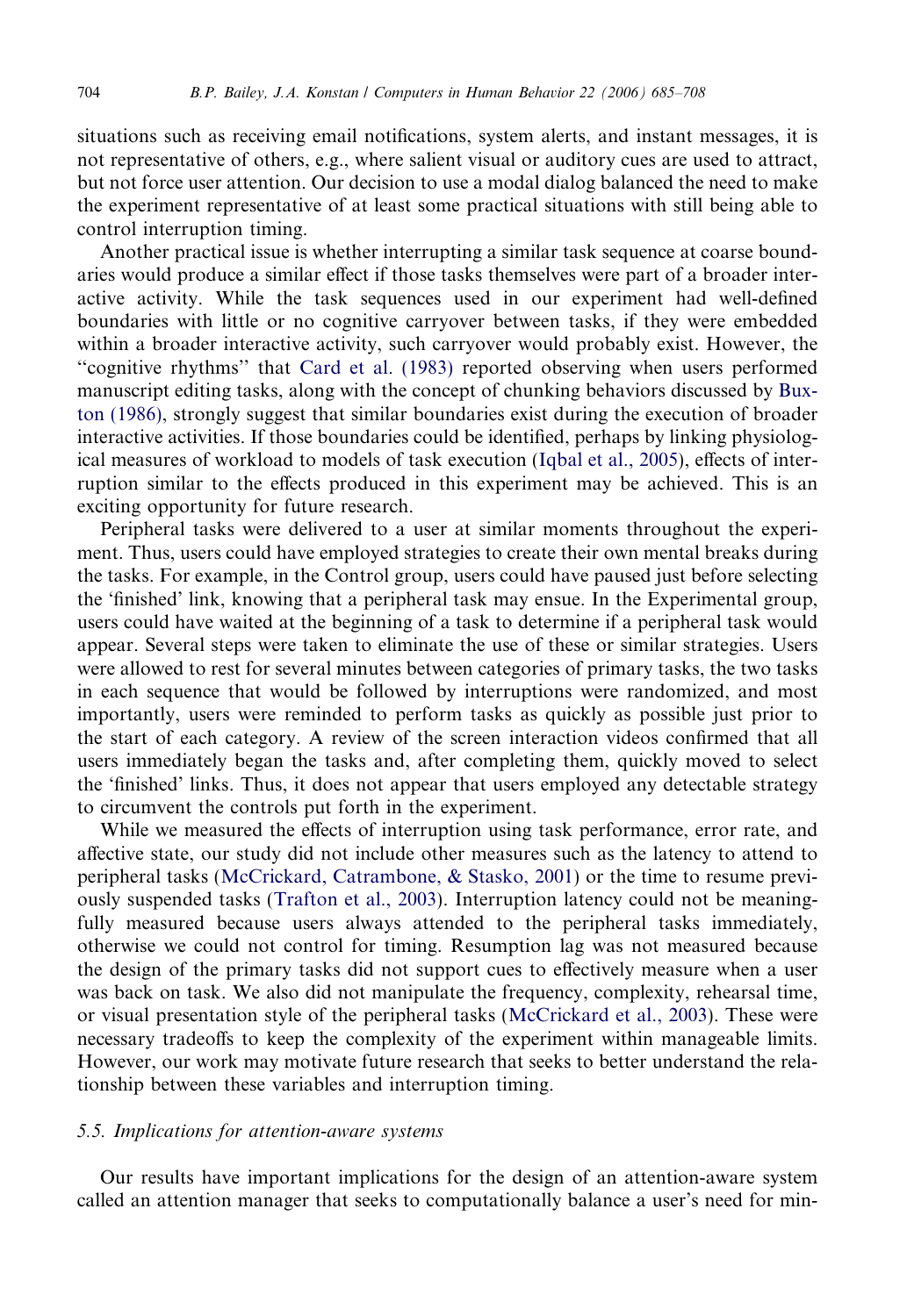situations such as receiving email notifications, system alerts, and instant messages, it is not representative of others, e.g., where salient visual or auditory cues are used to attract, but not force user attention. Our decision to use a modal dialog balanced the need to make the experiment representative of at least some practical situations with still being able to control interruption timing.

Another practical issue is whether interrupting a similar task sequence at coarse boundaries would produce a similar effect if those tasks themselves were part of a broader interactive activity. While the task sequences used in our experiment had well-defined boundaries with little or no cognitive carryover between tasks, if they were embedded within a broader interactive activity, such carryover would probably exist. However, the "cognitive rhythms" that Card et al. (1983) reported observing when users performed manuscript editing tasks, along with the concept of chunking behaviors discussed by Buxton (1986), strongly suggest that similar boundaries exist during the execution of broader interactive activities. If those boundaries could be identified, perhaps by linking physiological measures of workload to models of task execution (Iqbal et al., 2005), effects of interruption similar to the effects produced in this experiment may be achieved. This is an exciting opportunity for future research.

Peripheral tasks were delivered to a user at similar moments throughout the experiment. Thus, users could have employed strategies to create their own mental breaks during the tasks. For example, in the Control group, users could have paused just before selecting the 'finished' link, knowing that a peripheral task may ensue. In the Experimental group, users could have waited at the beginning of a task to determine if a peripheral task would appear. Several steps were taken to eliminate the use of these or similar strategies. Users were allowed to rest for several minutes between categories of primary tasks, the two tasks in each sequence that would be followed by interruptions were randomized, and most importantly, users were reminded to perform tasks as quickly as possible just prior to the start of each category. A review of the screen interaction videos confirmed that all users immediately began the tasks and, after completing them, quickly moved to select the 'finished' links. Thus, it does not appear that users employed any detectable strategy to circumvent the controls put forth in the experiment.

While we measured the effects of interruption using task performance, error rate, and affective state, our study did not include other measures such as the latency to attend to peripheral tasks (McCrickard, Catrambone, & Stasko, 2001) or the time to resume previously suspended tasks (Trafton et al., 2003). Interruption latency could not be meaningfully measured because users always attended to the peripheral tasks immediately, otherwise we could not control for timing. Resumption lag was not measured because the design of the primary tasks did not support cues to effectively measure when a user was back on task. We also did not manipulate the frequency, complexity, rehearsal time, or visual presentation style of the peripheral tasks (McCrickard et al., 2003). These were necessary tradeoffs to keep the complexity of the experiment within manageable limits. However, our work may motivate future research that seeks to better understand the relationship between these variables and interruption timing.

### 5.5. Implications for attention-aware systems

Our results have important implications for the design of an attention-aware system called an attention manager that seeks to computationally balance a user's need for min-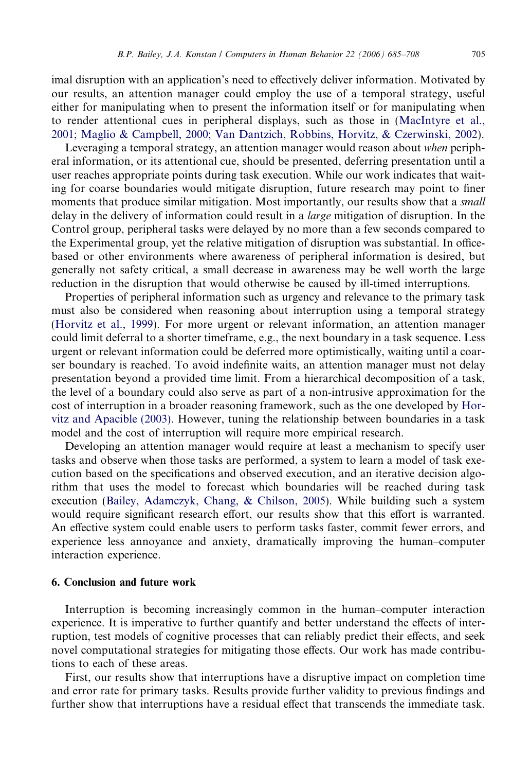imal disruption with an application's need to effectively deliver information. Motivated by our results, an attention manager could employ the use of a temporal strategy, useful either for manipulating when to present the information itself or for manipulating when to render attentional cues in peripheral displays, such as those in (MacIntyre et al., 2001; Maglio & Campbell, 2000; Van Dantzich, Robbins, Horvitz, & Czerwinski, 2002).

Leveraging a temporal strategy, an attention manager would reason about *when* peripheral information, or its attentional cue, should be presented, deferring presentation until a user reaches appropriate points during task execution. While our work indicates that waiting for coarse boundaries would mitigate disruption, future research may point to finer moments that produce similar mitigation. Most importantly, our results show that a *small* delay in the delivery of information could result in a *large* mitigation of disruption. In the Control group, peripheral tasks were delayed by no more than a few seconds compared to the Experimental group, yet the relative mitigation of disruption was substantial. In office-based or other environments where awareness of peripheral information is desired, but generally not safety critical, a small decrease in awareness may be well worth the large reduction in the disruption that would otherwise be caused by ill-timed interruptions.

Properties of peripheral information such as urgency and relevance to the primary task must also be considered when reasoning about interruption using a temporal strategy (Horvitz et al., 1999). For more urgent or relevant information, an attention manager could limit deferral to a shorter timeframe, e.g., the next boundary in a task sequence. Less urgent or relevant information could be deferred more optimistically, waiting until a coarser boundary is reached. To avoid indefinite waits, an attention manager must not delay presentation beyond a provided time limit. From a hierarchical decomposition of a task, the level of a boundary could also serve as part of a non-intrusive approximation for the cost of interruption in a broader reasoning framework, such as the one developed by Horvitz and Apacible (2003). However, tuning the relationship between boundaries in a task model and the cost of interruption will require more empirical research.

Developing an attention manager would require at least a mechanism to specify user tasks and observe when those tasks are performed, a system to learn a model of task execution based on the specifications and observed execution, and an iterative decision algorithm that uses the model to forecast which boundaries will be reached during task execution (Bailey, Adamczyk, Chang, & Chilson, 2005). While building such a system would require significant research effort, our results show that this effort is warranted. An effective system could enable users to perform tasks faster, commit fewer errors, and experience less annoyance and anxiety, dramatically improving the human–computer interaction experience.

## 6. Conclusion and future work

Interruption is becoming increasingly common in the human–computer interaction experience. It is imperative to further quantify and better understand the effects of interruption, test models of cognitive processes that can reliably predict their effects, and seek novel computational strategies for mitigating those effects. Our work has made contributions to each of these areas.

First, our results show that interruptions have a disruptive impact on completion time and error rate for primary tasks. Results provide further validity to previous findings and further show that interruptions have a residual effect that transcends the immediate task.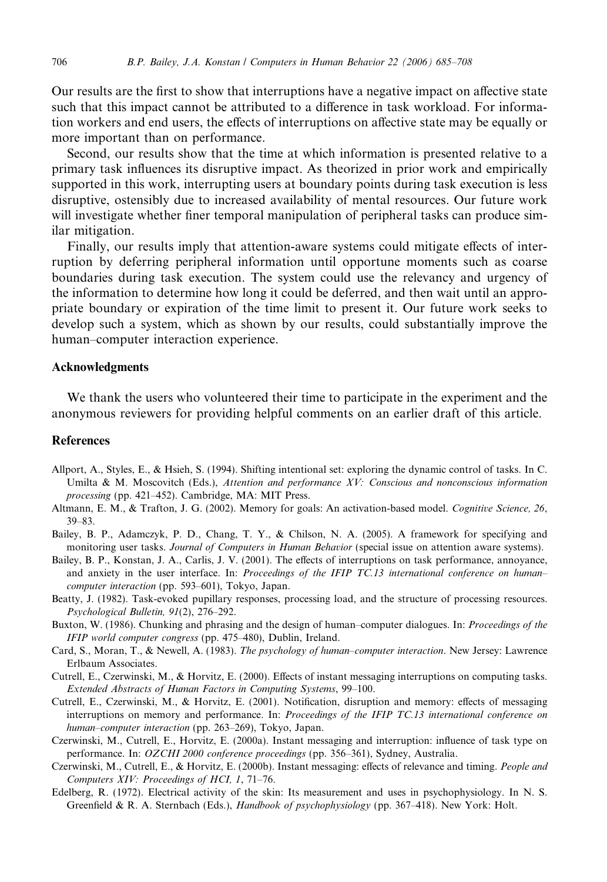Our results are the first to show that interruptions have a negative impact on affective state such that this impact cannot be attributed to a difference in task workload. For information workers and end users, the effects of interruptions on affective state may be equally or more important than on performance.

Second, our results show that the time at which information is presented relative to a primary task influences its disrupting impact. As theorized in prior work and empirically supported in this work, interrupting users at boundary points during task execution is less disruptive, ostensibly due to increased availability of mental resources. Our future work will investigate whether finer temporal manipulation of peripheral tasks can produce similar mitigation.

Finally, our results imply that attention-aware systems could mitigate effects of interruption by deferring peripheral information until opportune moments such as coarse boundaries during task execution. The system could use the relevancy and urgency of the information to determine how long it could be deferred, and then wait until an appropriate boundary or expiration of the time limit to present it. Our future work seeks to develop such a system, which as shown by our results, could substantially improve the human–computer interaction experience.

## Acknowledgments

We thank the users who volunteered their time to participate in the experiment and the anonymous reviewers for providing helpful comments on an earlier draft of this article.

## References

Allport, A., Styles, E., & Hsieh, S. (1994). Shifting intentional set: exploring the dynamic control of tasks. In C. Umilta & M. Moscovitch (Eds.), *Attention and performance XV: Conscious and nonconscious information processing* (pp. 421–452). Cambridge, MA: MIT Press.

Altmann, E. M., & Trafton, J. G. (2002). Memory for goals: An activation-based model. *Cognitive Science, 26*, 39–83.

Bailey, B. P., Adamczyk, P. D., Chang, T. Y., & Chilson, N. A. (2005). A framework for specifying and monitoring user tasks. *Journal of Computers in Human Behavior* (special issue on attention aware systems).

Bailey, B. P., Konstan, J. A., Carlis, J. V. (2001). The effects of interruptions on task performance, annoyance, and anxiety in the user interface. In: *Proceedings of the IFIP TC.13 international conference on human–computer interaction* (pp. 593–601), Tokyo, Japan.

Beatty, J. (1982). Task-evoked pupillary responses, processing load, and the structure of processing resources. *Psychological Bulletin, 91*(2), 276–292.

Buxton, W. (1986). Chunking and phrasing and the design of human–computer dialogues. In: *Proceedings of the IFIP world computer congress* (pp. 475–480), Dublin, Ireland.

Card, S., Moran, T., & Newell, A. (1983). *The psychology of human–computer interaction*. New Jersey: Lawrence Erlbaum Associates.

Cutrell, E., Czerwinski, M., & Horvitz, E. (2000). Effects of instant messaging interruptions on computing tasks. *Extended Abstracts of Human Factors in Computing Systems*, 99–100.

Cutrell, E., Czerwinski, M., & Horvitz, E. (2001). Notification, disruption and memory: effects of messaging interruptions on memory and performance. In: *Proceedings of the IFIP TC.13 international conference on human–computer interaction* (pp. 263–269), Tokyo, Japan.

Czerwinski, M., Cutrell, E., Horvitz, E. (2000a). Instant messaging and interruption: influence of task type on performance. In: *OZCHI 2000 conference proceedings* (pp. 356–361), Sydney, Australia.

Czerwinski, M., Cutrell, E., & Horvitz, E. (2000b). Instant messaging: effects of relevance and timing. *People and Computers XIV: Proceedings of HCI, 1*, 71–76.

Edelberg, R. (1972). Electrical activity of the skin: Its measurement and uses in psychophysiology. In N. S. Greenfield & R. A. Sternbach (Eds.), *Handbook of psychophysiology* (pp. 367–418). New York: Holt.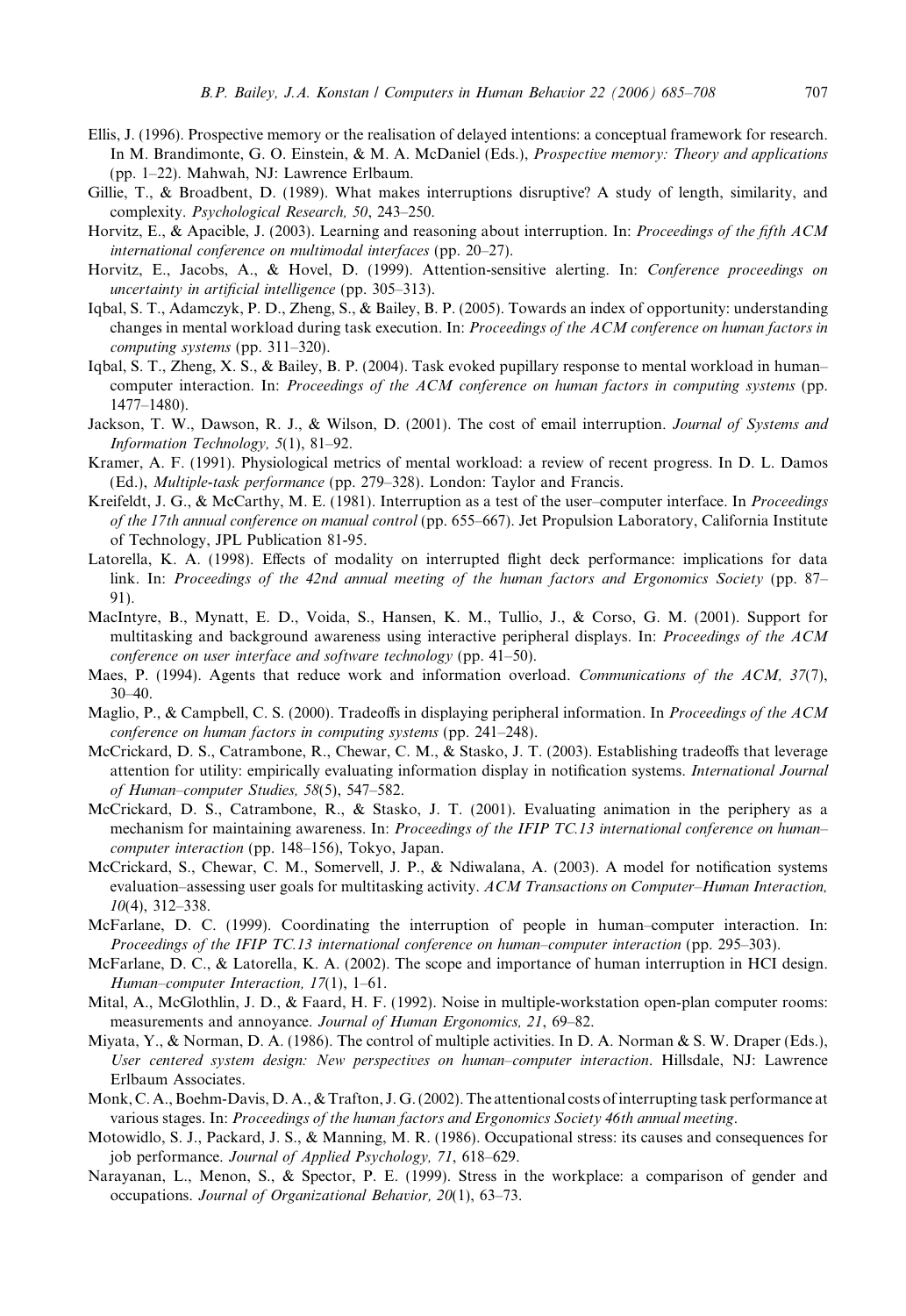Ellis, J. (1996). Prospective memory or the realisation of delayed intentions: a conceptual framework for research. In M. Brandimonte, G. O. Einstein, & M. A. McDaniel (Eds.), *Prospective memory: Theory and applications* (pp. 1–22). Mahwah, NJ: Lawrence Erlbaum.

Gillie, T., & Broadbent, D. (1989). What makes interruptions disruptive? A study of length, similarity, and complexity. *Psychological Research, 50*, 243–250.

Horvitz, E., & Apacible, J. (2003). Learning and reasoning about interruption. In: *Proceedings of the fifth ACM international conference on multimodal interfaces* (pp. 20–27).

Horvitz, E., Jacobs, A., & Hovel, D. (1999). Attention-sensitive alerting. In: *Conference proceedings on uncertainty in artificial intelligence* (pp. 305–313).

Iqbal, S. T., Adamczyk, P. D., Zheng, S., & Bailey, B. P. (2005). Towards an index of opportunity: understanding changes in mental workload during task execution. In: *Proceedings of the ACM conference on human factors in computing systems* (pp. 311–320).

Iqbal, S. T., Zheng, X. S., & Bailey, B. P. (2004). Task evoked pupillary response to mental workload in human–computer interaction. In: *Proceedings of the ACM conference on human factors in computing systems* (pp. 1477–1480).

Jackson, T. W., Dawson, R. J., & Wilson, D. (2001). The cost of email interruption. *Journal of Systems and Information Technology, 5*(1), 81–92.

Kramer, A. F. (1991). Physiological metrics of mental workload: a review of recent progress. In D. L. Damos (Ed.), *Multiple-task performance* (pp. 279–328). London: Taylor and Francis.

Kreifeldt, J. G., & McCarthy, M. E. (1981). Interruption as a test of the user–computer interface. In *Proceedings of the 17th annual conference on manual control* (pp. 655–667). Jet Propulsion Laboratory, California Institute of Technology, JPL Publication 81-95.

Latorella, K. A. (1998). Effects of modality on interrupted flight deck performance: implications for data link. In: *Proceedings of the 42nd annual meeting of the human factors and Ergonomics Society* (pp. 87–91).

MacIntyre, B., Mynatt, E. D., Voida, S., Hansen, K. M., Tullio, J., & Corso, G. M. (2001). Support for multitasking and background awareness using interactive peripheral displays. In: *Proceedings of the ACM conference on user interface and software technology* (pp. 41–50).

Maes, P. (1994). Agents that reduce work and information overload. *Communications of the ACM, 37*(7), 30–40.

Maglio, P., & Campbell, C. S. (2000). Tradeoffs in displaying peripheral information. In *Proceedings of the ACM conference on human factors in computing systems* (pp. 241–248).

McCrickard, D. S., Catrambone, R., Chewar, C. M., & Stasko, J. T. (2003). Establishing tradeoffs that leverage attention for utility: empirically evaluating information display in notification systems. *International Journal of Human–computer Studies, 58*(5), 547–582.

McCrickard, D. S., Catrambone, R., & Stasko, J. T. (2001). Evaluating animation in the periphery as a mechanism for maintaining awareness. In: *Proceedings of the IFIP TC.13 international conference on human–computer interaction* (pp. 148–156), Tokyo, Japan.

McCrickard, S., Chewar, C. M., Somervell, J. P., & Ndiwalana, A. (2003). A model for notification systems evaluation–assessing user goals for multitasking activity. *ACM Transactions on Computer–Human Interaction, 10*(4), 312–338.

McFarlane, D. C. (1999). Coordinating the interruption of people in human–computer interaction. In: *Proceedings of the IFIP TC.13 international conference on human–computer interaction* (pp. 295–303).

McFarlane, D. C., & Latorella, K. A. (2002). The scope and importance of human interruption in HCI design. *Human–computer Interaction, 17*(1), 1–61.

Mital, A., McGlothlin, J. D., & Faard, H. F. (1992). Noise in multiple-workstation open-plan computer rooms: measurements and annoyance. *Journal of Human Ergonomics, 21*, 69–82.

Miyata, Y., & Norman, D. A. (1986). The control of multiple activities. In D. A. Norman & S. W. Draper (Eds.), *User centered system design: New perspectives on human–computer interaction*. Hillsdale, NJ: Lawrence Erlbaum Associates.

Monk, C. A., Boehm-Davis, D. A., & Trafton, J. G. (2002). The attentional costs of interrupting task performance at various stages. In: *Proceedings of the human factors and Ergonomics Society 46th annual meeting*.

Motowidlo, S. J., Packard, J. S., & Manning, M. R. (1986). Occupational stress: its causes and consequences for job performance. *Journal of Applied Psychology, 71*, 618–629.

Narayanan, L., Menon, S., & Spector, P. E. (1999). Stress in the workplace: a comparison of gender and occupations. *Journal of Organizational Behavior, 20*(1), 63–73.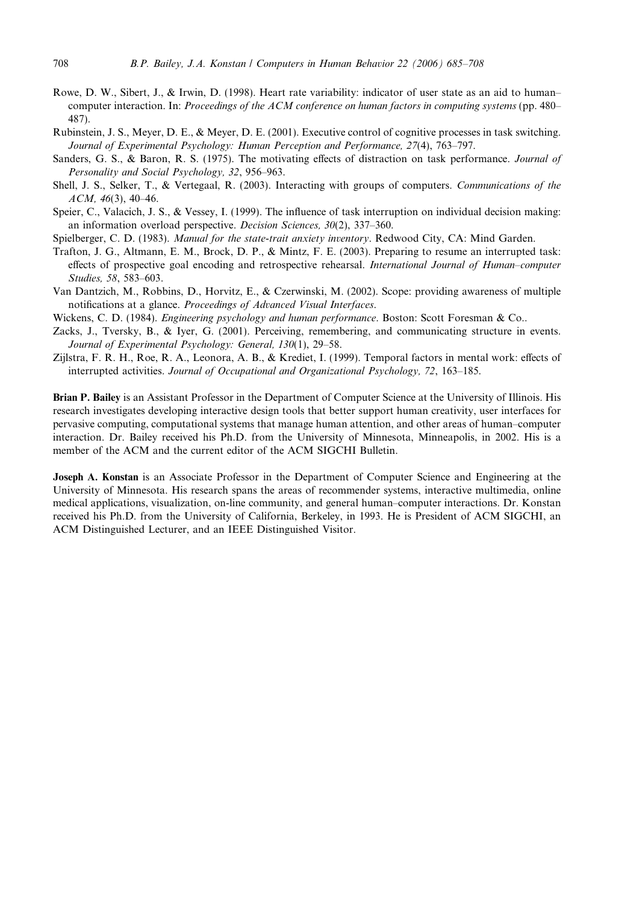Rowe, D. W., Sibert, J., & Irwin, D. (1998). Heart rate variability: indicator of user state as an aid to human–computer interaction. In: *Proceedings of the ACM conference on human factors in computing systems* (pp. 480–487).

Rubinstein, J. S., Meyer, D. E., & Meyer, D. E. (2001). Executive control of cognitive processes in task switching. *Journal of Experimental Psychology: Human Perception and Performance, 27*(4), 763–797.

Sanders, G. S., & Baron, R. S. (1975). The motivating effects of distraction on task performance. *Journal of Personality and Social Psychology, 32*, 956–963.

Shell, J. S., Selker, T., & Vertegaal, R. (2003). Interacting with groups of computers. *Communications of the ACM, 46*(3), 40–46.

Speier, C., Valacich, J. S., & Vessey, I. (1999). The influence of task interruption on individual decision making: an information overload perspective. *Decision Sciences, 30*(2), 337–360.

Spielberger, C. D. (1983). *Manual for the state-trait anxiety inventory*. Redwood City, CA: Mind Garden.

Trafton, J. G., Altmann, E. M., Brock, D. P., & Mintz, F. E. (2003). Preparing to resume an interrupted task: effects of prospective goal encoding and retrospective rehearsal. *International Journal of Human–computer Studies, 58*, 583–603.

Van Dantzich, M., Robbins, D., Horvitz, E., & Czerwinski, M. (2002). Scope: providing awareness of multiple notifications at a glance. *Proceedings of Advanced Visual Interfaces*.

Wickens, C. D. (1984). *Engineering psychology and human performance*. Boston: Scott Foresman & Co..

Zacks, J., Tversky, B., & Iyer, G. (2001). Perceiving, remembering, and communicating structure in events. *Journal of Experimental Psychology: General, 130*(1), 29–58.

Zijlstra, F. R. H., Roe, R. A., Leonora, A. B., & Krediet, I. (1999). Temporal factors in mental work: effects of interrupted activities. *Journal of Occupational and Organizational Psychology, 72*, 163–185.

**Brian P. Bailey** is an Assistant Professor in the Department of Computer Science at the University of Illinois. His research investigates developing interactive design tools that better support human creativity, user interfaces for pervasive computing, computational systems that manage human attention, and other areas of human–computer interaction. Dr. Bailey received his Ph.D. from the University of Minnesota, Minneapolis, in 2002. His is a member of the ACM and the current editor of the ACM SIGCHI Bulletin.

**Joseph A. Konstan** is an Associate Professor in the Department of Computer Science and Engineering at the University of Minnesota. His research spans the areas of recommender systems, interactive multimedia, online medical applications, visualization, on-line community, and general human–computer interactions. Dr. Konstan received his Ph.D. from the University of California, Berkeley, in 1993. He is President of ACM SIGCHI, an ACM Distinguished Lecturer, and an IEEE Distinguished Visitor.